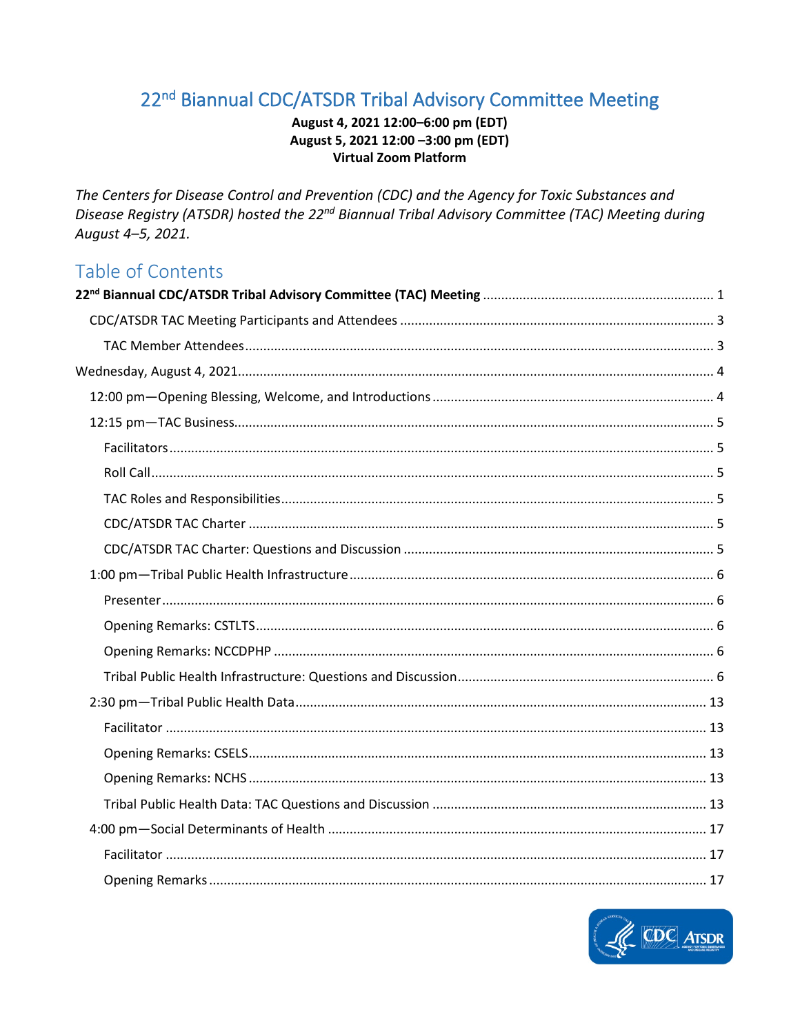# 22nd Biannual CDC/ATSDR Tribal Advisory Committee Meeting

**August 4, 2021 12:00–6:00 pm (EDT)**
**August 5, 2021 12:00 –3:00 pm (EDT)**
**Virtual Zoom Platform**

*The Centers for Disease Control and Prevention (CDC) and the Agency for Toxic Substances and Disease Registry (ATSDR) hosted the 22nd Biannual Tribal Advisory Committee (TAC) Meeting during August 4–5, 2021.*

## Table of Contents

**22nd Biannual CDC/ATSDR Tribal Advisory Committee (TAC) Meeting** ............ 1

- CDC/ATSDR TAC Meeting Participants and Attendees ............ 3
  - TAC Member Attendees ............ 3

Wednesday, August 4, 2021 ............ 4

- 12:00 pm—Opening Blessing, Welcome, and Introductions ............ 4
- 12:15 pm—TAC Business ............ 5
  - Facilitators ............ 5
  - Roll Call ............ 5
  - TAC Roles and Responsibilities ............ 5
  - CDC/ATSDR TAC Charter ............ 5
  - CDC/ATSDR TAC Charter: Questions and Discussion ............ 5
- 1:00 pm—Tribal Public Health Infrastructure ............ 6
  - Presenter ............ 6
  - Opening Remarks: CSTLTS ............ 6
  - Opening Remarks: NCCDPHP ............ 6
  - Tribal Public Health Infrastructure: Questions and Discussion ............ 6
- 2:30 pm—Tribal Public Health Data ............ 13
  - Facilitator ............ 13
  - Opening Remarks: CSELS ............ 13
  - Opening Remarks: NCHS ............ 13
  - Tribal Public Health Data: TAC Questions and Discussion ............ 13
- 4:00 pm—Social Determinants of Health ............ 17
  - Facilitator ............ 17
  - Opening Remarks ............ 17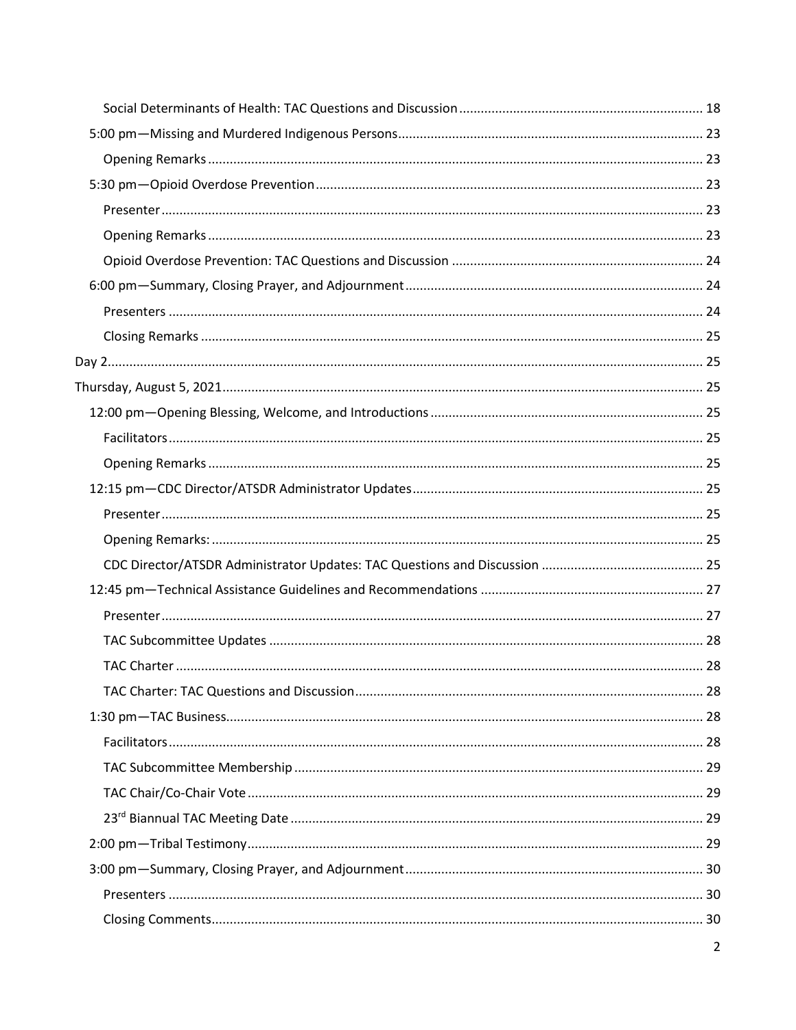- Social Determinants of Health: TAC Questions and Discussion ... 18
- 5:00 pm—Missing and Murdered Indigenous Persons ... 23
  - Opening Remarks ... 23
- 5:30 pm—Opioid Overdose Prevention ... 23
  - Presenter ... 23
  - Opening Remarks ... 23
  - Opioid Overdose Prevention: TAC Questions and Discussion ... 24
- 6:00 pm—Summary, Closing Prayer, and Adjournment ... 24
  - Presenters ... 24
  - Closing Remarks ... 25

Day 2 ... 25

Thursday, August 5, 2021 ... 25

- 12:00 pm—Opening Blessing, Welcome, and Introductions ... 25
  - Facilitators ... 25
  - Opening Remarks ... 25
- 12:15 pm—CDC Director/ATSDR Administrator Updates ... 25
  - Presenter ... 25
  - Opening Remarks: ... 25
  - CDC Director/ATSDR Administrator Updates: TAC Questions and Discussion ... 25
- 12:45 pm—Technical Assistance Guidelines and Recommendations ... 27
  - Presenter ... 27
  - TAC Subcommittee Updates ... 28
  - TAC Charter ... 28
  - TAC Charter: TAC Questions and Discussion ... 28
- 1:30 pm—TAC Business ... 28
  - Facilitators ... 28
  - TAC Subcommittee Membership ... 29
  - TAC Chair/Co-Chair Vote ... 29
  - 23rd Biannual TAC Meeting Date ... 29
- 2:00 pm—Tribal Testimony ... 29
- 3:00 pm—Summary, Closing Prayer, and Adjournment ... 30
  - Presenters ... 30
  - Closing Comments ... 30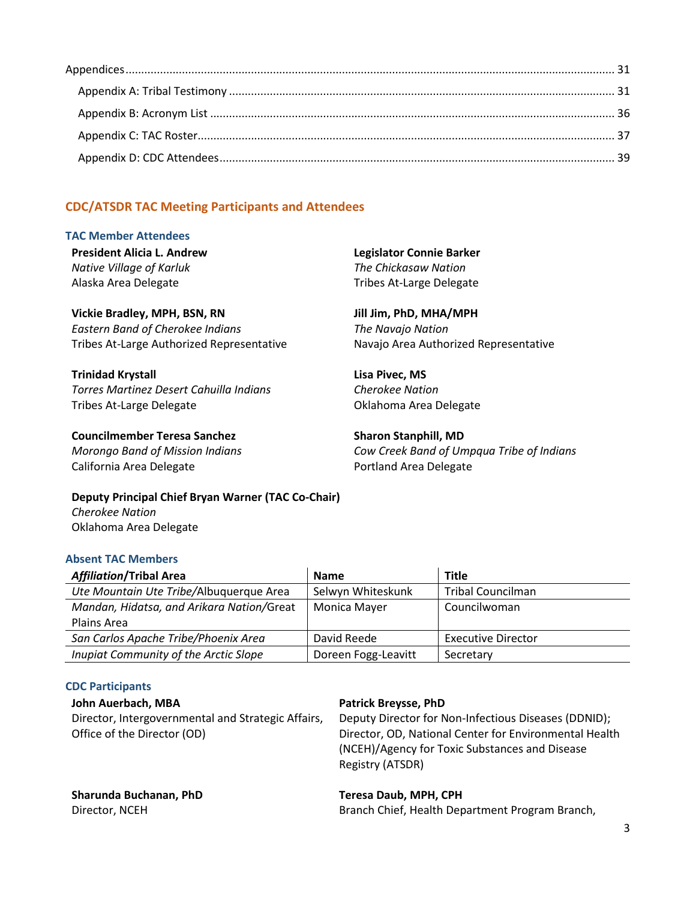Appendices........................................................................................................................................... 31

- Appendix A: Tribal Testimony ......................................................................................................... 31
- Appendix B: Acronym List ............................................................................................................... 36
- Appendix C: TAC Roster................................................................................................................... 37
- Appendix D: CDC Attendees............................................................................................................ 39

## CDC/ATSDR TAC Meeting Participants and Attendees

### TAC Member Attendees

**President Alicia L. Andrew**
*Native Village of Karluk*
Alaska Area Delegate

**Legislator Connie Barker**
*The Chickasaw Nation*
Tribes At-Large Delegate

**Vickie Bradley, MPH, BSN, RN**
*Eastern Band of Cherokee Indians*
Tribes At-Large Authorized Representative

**Jill Jim, PhD, MHA/MPH**
*The Navajo Nation*
Navajo Area Authorized Representative

**Trinidad Krystall**
*Torres Martinez Desert Cahuilla Indians*
Tribes At-Large Delegate

**Lisa Pivec, MS**
*Cherokee Nation*
Oklahoma Area Delegate

**Councilmember Teresa Sanchez**
*Morongo Band of Mission Indians*
California Area Delegate

**Sharon Stanphill, MD**
*Cow Creek Band of Umpqua Tribe of Indians*
Portland Area Delegate

**Deputy Principal Chief Bryan Warner (TAC Co-Chair)**
*Cherokee Nation*
Oklahoma Area Delegate

### Absent TAC Members

| ***Affiliation*/Tribal Area** | **Name** | **Title** |
|---|---|---|
| *Ute Mountain Ute Tribe*/Albuquerque Area | Selwyn Whiteskunk | Tribal Councilman |
| *Mandan, Hidatsa, and Arikara Nation*/Great Plains Area | Monica Mayer | Councilwoman |
| *San Carlos Apache Tribe*/Phoenix Area | David Reede | Executive Director |
| *Inupiat Community of the Arctic Slope* | Doreen Fogg-Leavitt | Secretary |

### CDC Participants

**John Auerbach, MBA**
Director, Intergovernmental and Strategic Affairs, Office of the Director (OD)

**Patrick Breysse, PhD**
Deputy Director for Non-Infectious Diseases (DDNID); Director, OD, National Center for Environmental Health (NCEH)/Agency for Toxic Substances and Disease Registry (ATSDR)

**Sharunda Buchanan, PhD**
Director, NCEH

**Teresa Daub, MPH, CPH**
Branch Chief, Health Department Program Branch,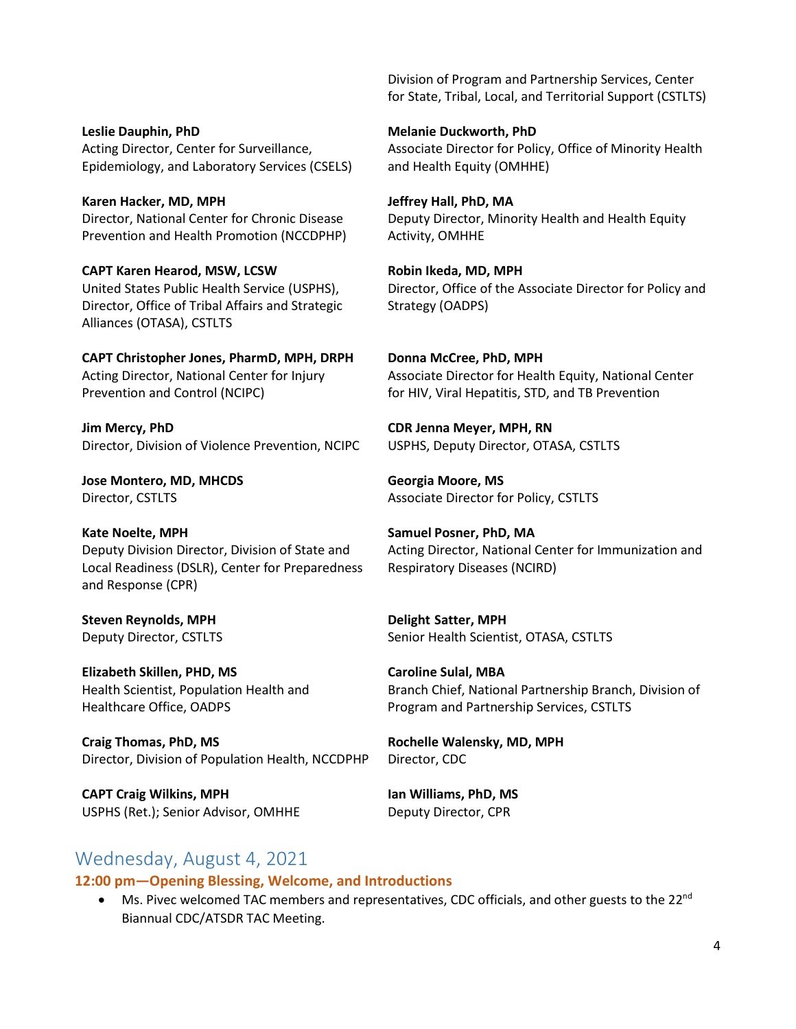Division of Program and Partnership Services, Center for State, Tribal, Local, and Territorial Support (CSTLTS)

**Leslie Dauphin, PhD**
Acting Director, Center for Surveillance, Epidemiology, and Laboratory Services (CSELS)

**Karen Hacker, MD, MPH**
Director, National Center for Chronic Disease Prevention and Health Promotion (NCCDPHP)

**CAPT Karen Hearod, MSW, LCSW**
United States Public Health Service (USPHS), Director, Office of Tribal Affairs and Strategic Alliances (OTASA), CSTLTS

**CAPT Christopher Jones, PharmD, MPH, DRPH**
Acting Director, National Center for Injury Prevention and Control (NCIPC)

**Jim Mercy, PhD**
Director, Division of Violence Prevention, NCIPC

**Jose Montero, MD, MHCDS**
Director, CSTLTS

**Kate Noelte, MPH**
Deputy Division Director, Division of State and Local Readiness (DSLR), Center for Preparedness and Response (CPR)

**Steven Reynolds, MPH**
Deputy Director, CSTLTS

**Elizabeth Skillen, PHD, MS**
Health Scientist, Population Health and Healthcare Office, OADPS

**Craig Thomas, PhD, MS**
Director, Division of Population Health, NCCDPHP

**CAPT Craig Wilkins, MPH**
USPHS (Ret.); Senior Advisor, OMHHE

**Melanie Duckworth, PhD**
Associate Director for Policy, Office of Minority Health and Health Equity (OMHHE)

**Jeffrey Hall, PhD, MA**
Deputy Director, Minority Health and Health Equity Activity, OMHHE

**Robin Ikeda, MD, MPH**
Director, Office of the Associate Director for Policy and Strategy (OADPS)

**Donna McCree, PhD, MPH**
Associate Director for Health Equity, National Center for HIV, Viral Hepatitis, STD, and TB Prevention

**CDR Jenna Meyer, MPH, RN**
USPHS, Deputy Director, OTASA, CSTLTS

**Georgia Moore, MS**
Associate Director for Policy, CSTLTS

**Samuel Posner, PhD, MA**
Acting Director, National Center for Immunization and Respiratory Diseases (NCIRD)

**Delight Satter, MPH**
Senior Health Scientist, OTASA, CSTLTS

**Caroline Sulal, MBA**
Branch Chief, National Partnership Branch, Division of Program and Partnership Services, CSTLTS

**Rochelle Walensky, MD, MPH**
Director, CDC

**Ian Williams, PhD, MS**
Deputy Director, CPR

## Wednesday, August 4, 2021

### 12:00 pm—Opening Blessing, Welcome, and Introductions

- Ms. Pivec welcomed TAC members and representatives, CDC officials, and other guests to the 22nd Biannual CDC/ATSDR TAC Meeting.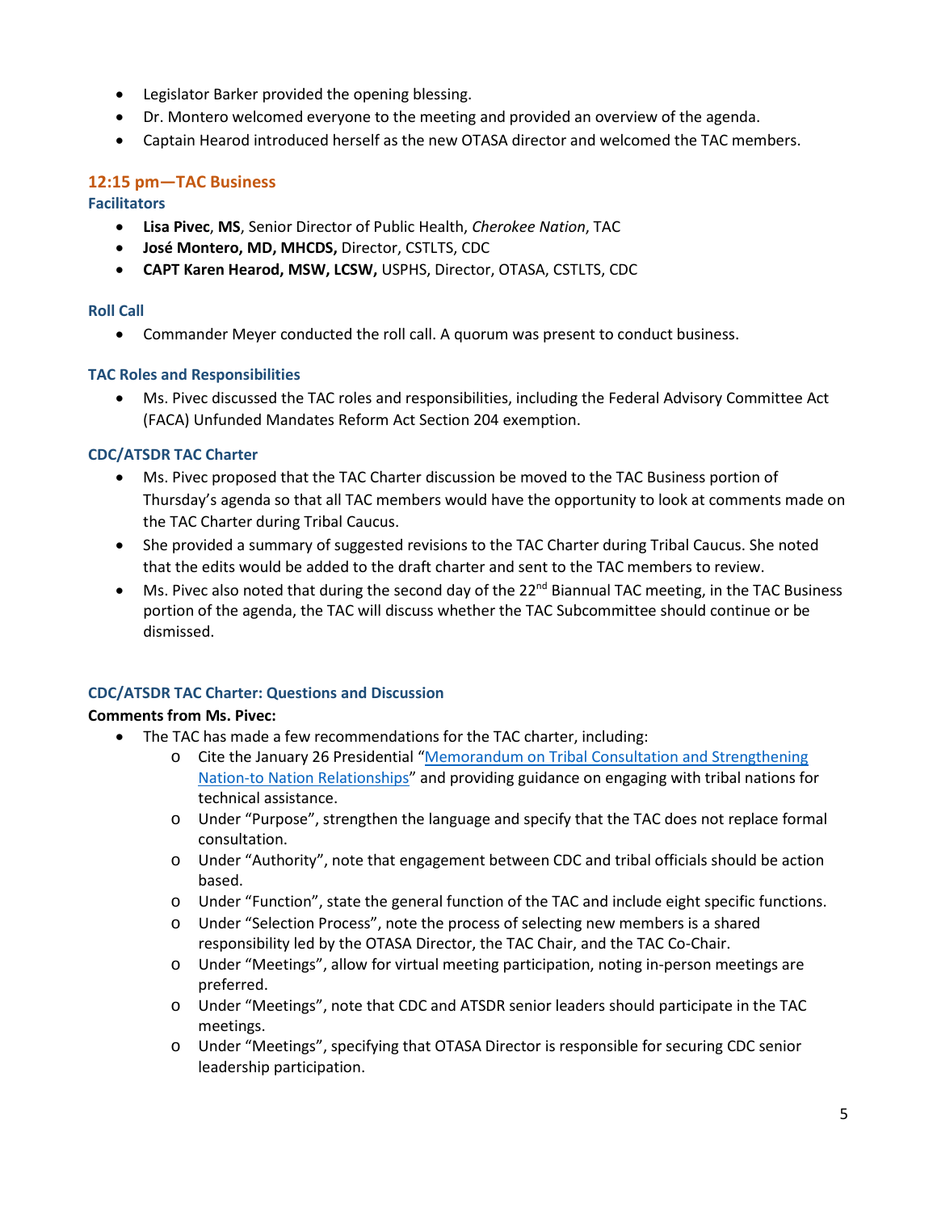- Legislator Barker provided the opening blessing.
- Dr. Montero welcomed everyone to the meeting and provided an overview of the agenda.
- Captain Hearod introduced herself as the new OTASA director and welcomed the TAC members.

## 12:15 pm—TAC Business

### Facilitators

- **Lisa Pivec**, **MS**, Senior Director of Public Health, *Cherokee Nation*, TAC
- **José Montero, MD, MHCDS,** Director, CSTLTS, CDC
- **CAPT Karen Hearod, MSW, LCSW,** USPHS, Director, OTASA, CSTLTS, CDC

### Roll Call

- Commander Meyer conducted the roll call. A quorum was present to conduct business.

### TAC Roles and Responsibilities

- Ms. Pivec discussed the TAC roles and responsibilities, including the Federal Advisory Committee Act (FACA) Unfunded Mandates Reform Act Section 204 exemption.

### CDC/ATSDR TAC Charter

- Ms. Pivec proposed that the TAC Charter discussion be moved to the TAC Business portion of Thursday's agenda so that all TAC members would have the opportunity to look at comments made on the TAC Charter during Tribal Caucus.
- She provided a summary of suggested revisions to the TAC Charter during Tribal Caucus. She noted that the edits would be added to the draft charter and sent to the TAC members to review.
- Ms. Pivec also noted that during the second day of the 22nd Biannual TAC meeting, in the TAC Business portion of the agenda, the TAC will discuss whether the TAC Subcommittee should continue or be dismissed.

### CDC/ATSDR TAC Charter: Questions and Discussion

**Comments from Ms. Pivec:**

- The TAC has made a few recommendations for the TAC charter, including:
  - Cite the January 26 Presidential "Memorandum on Tribal Consultation and Strengthening Nation-to Nation Relationships" and providing guidance on engaging with tribal nations for technical assistance.
  - Under "Purpose", strengthen the language and specify that the TAC does not replace formal consultation.
  - Under "Authority", note that engagement between CDC and tribal officials should be action based.
  - Under "Function", state the general function of the TAC and include eight specific functions.
  - Under "Selection Process", note the process of selecting new members is a shared responsibility led by the OTASA Director, the TAC Chair, and the TAC Co-Chair.
  - Under "Meetings", allow for virtual meeting participation, noting in-person meetings are preferred.
  - Under "Meetings", note that CDC and ATSDR senior leaders should participate in the TAC meetings.
  - Under "Meetings", specifying that OTASA Director is responsible for securing CDC senior leadership participation.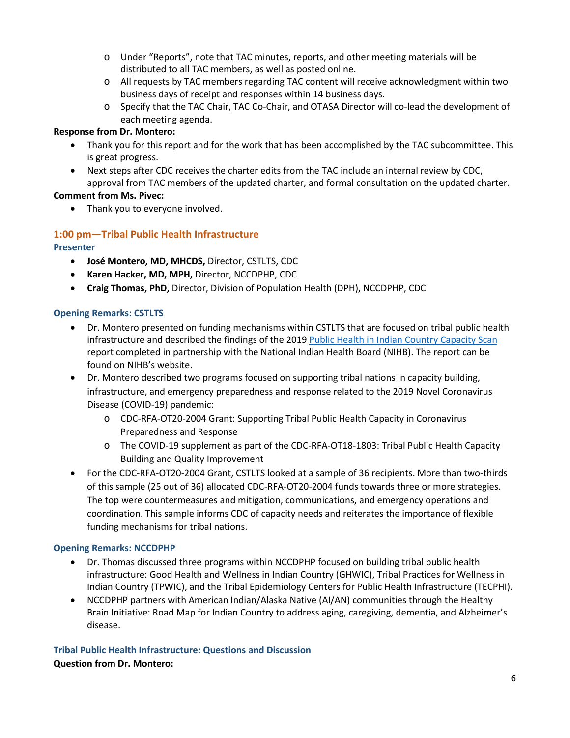- Under "Reports", note that TAC minutes, reports, and other meeting materials will be distributed to all TAC members, as well as posted online.
- All requests by TAC members regarding TAC content will receive acknowledgment within two business days of receipt and responses within 14 business days.
- Specify that the TAC Chair, TAC Co-Chair, and OTASA Director will co-lead the development of each meeting agenda.

**Response from Dr. Montero:**

- Thank you for this report and for the work that has been accomplished by the TAC subcommittee. This is great progress.
- Next steps after CDC receives the charter edits from the TAC include an internal review by CDC, approval from TAC members of the updated charter, and formal consultation on the updated charter.

**Comment from Ms. Pivec:**

- Thank you to everyone involved.

## 1:00 pm—Tribal Public Health Infrastructure

### Presenter

- **José Montero, MD, MHCDS,** Director, CSTLTS, CDC
- **Karen Hacker, MD, MPH,** Director, NCCDPHP, CDC
- **Craig Thomas, PhD,** Director, Division of Population Health (DPH), NCCDPHP, CDC

### Opening Remarks: CSTLTS

- Dr. Montero presented on funding mechanisms within CSTLTS that are focused on tribal public health infrastructure and described the findings of the 2019 Public Health in Indian Country Capacity Scan report completed in partnership with the National Indian Health Board (NIHB). The report can be found on NIHB's website.
- Dr. Montero described two programs focused on supporting tribal nations in capacity building, infrastructure, and emergency preparedness and response related to the 2019 Novel Coronavirus Disease (COVID-19) pandemic:
  - CDC-RFA-OT20-2004 Grant: Supporting Tribal Public Health Capacity in Coronavirus Preparedness and Response
  - The COVID-19 supplement as part of the CDC-RFA-OT18-1803: Tribal Public Health Capacity Building and Quality Improvement
- For the CDC-RFA-OT20-2004 Grant, CSTLTS looked at a sample of 36 recipients. More than two-thirds of this sample (25 out of 36) allocated CDC-RFA-OT20-2004 funds towards three or more strategies. The top were countermeasures and mitigation, communications, and emergency operations and coordination. This sample informs CDC of capacity needs and reiterates the importance of flexible funding mechanisms for tribal nations.

### Opening Remarks: NCCDPHP

- Dr. Thomas discussed three programs within NCCDPHP focused on building tribal public health infrastructure: Good Health and Wellness in Indian Country (GHWIC), Tribal Practices for Wellness in Indian Country (TPWIC), and the Tribal Epidemiology Centers for Public Health Infrastructure (TECPHI).
- NCCDPHP partners with American Indian/Alaska Native (AI/AN) communities through the Healthy Brain Initiative: Road Map for Indian Country to address aging, caregiving, dementia, and Alzheimer's disease.

### Tribal Public Health Infrastructure: Questions and Discussion

**Question from Dr. Montero:**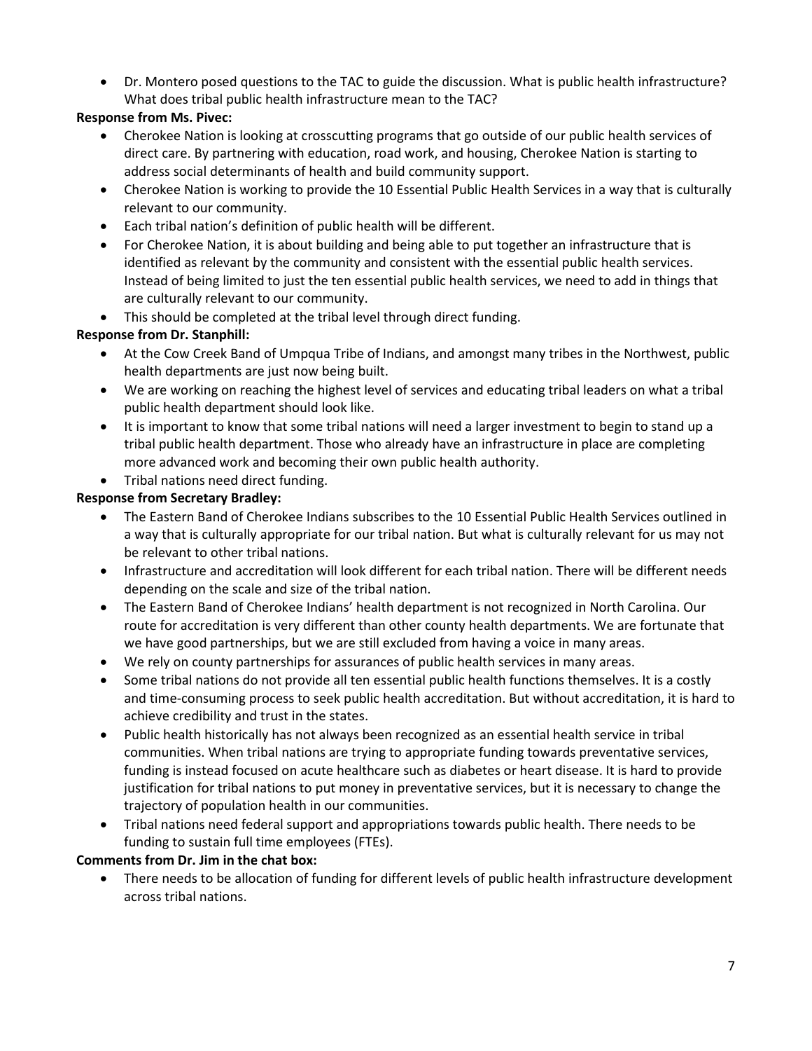- Dr. Montero posed questions to the TAC to guide the discussion. What is public health infrastructure? What does tribal public health infrastructure mean to the TAC?

**Response from Ms. Pivec:**

- Cherokee Nation is looking at crosscutting programs that go outside of our public health services of direct care. By partnering with education, road work, and housing, Cherokee Nation is starting to address social determinants of health and build community support.
- Cherokee Nation is working to provide the 10 Essential Public Health Services in a way that is culturally relevant to our community.
- Each tribal nation's definition of public health will be different.
- For Cherokee Nation, it is about building and being able to put together an infrastructure that is identified as relevant by the community and consistent with the essential public health services. Instead of being limited to just the ten essential public health services, we need to add in things that are culturally relevant to our community.
- This should be completed at the tribal level through direct funding.

**Response from Dr. Stanphill:**

- At the Cow Creek Band of Umpqua Tribe of Indians, and amongst many tribes in the Northwest, public health departments are just now being built.
- We are working on reaching the highest level of services and educating tribal leaders on what a tribal public health department should look like.
- It is important to know that some tribal nations will need a larger investment to begin to stand up a tribal public health department. Those who already have an infrastructure in place are completing more advanced work and becoming their own public health authority.
- Tribal nations need direct funding.

**Response from Secretary Bradley:**

- The Eastern Band of Cherokee Indians subscribes to the 10 Essential Public Health Services outlined in a way that is culturally appropriate for our tribal nation. But what is culturally relevant for us may not be relevant to other tribal nations.
- Infrastructure and accreditation will look different for each tribal nation. There will be different needs depending on the scale and size of the tribal nation.
- The Eastern Band of Cherokee Indians' health department is not recognized in North Carolina. Our route for accreditation is very different than other county health departments. We are fortunate that we have good partnerships, but we are still excluded from having a voice in many areas.
- We rely on county partnerships for assurances of public health services in many areas.
- Some tribal nations do not provide all ten essential public health functions themselves. It is a costly and time-consuming process to seek public health accreditation. But without accreditation, it is hard to achieve credibility and trust in the states.
- Public health historically has not always been recognized as an essential health service in tribal communities. When tribal nations are trying to appropriate funding towards preventative services, funding is instead focused on acute healthcare such as diabetes or heart disease. It is hard to provide justification for tribal nations to put money in preventative services, but it is necessary to change the trajectory of population health in our communities.
- Tribal nations need federal support and appropriations towards public health. There needs to be funding to sustain full time employees (FTEs).

**Comments from Dr. Jim in the chat box:**

- There needs to be allocation of funding for different levels of public health infrastructure development across tribal nations.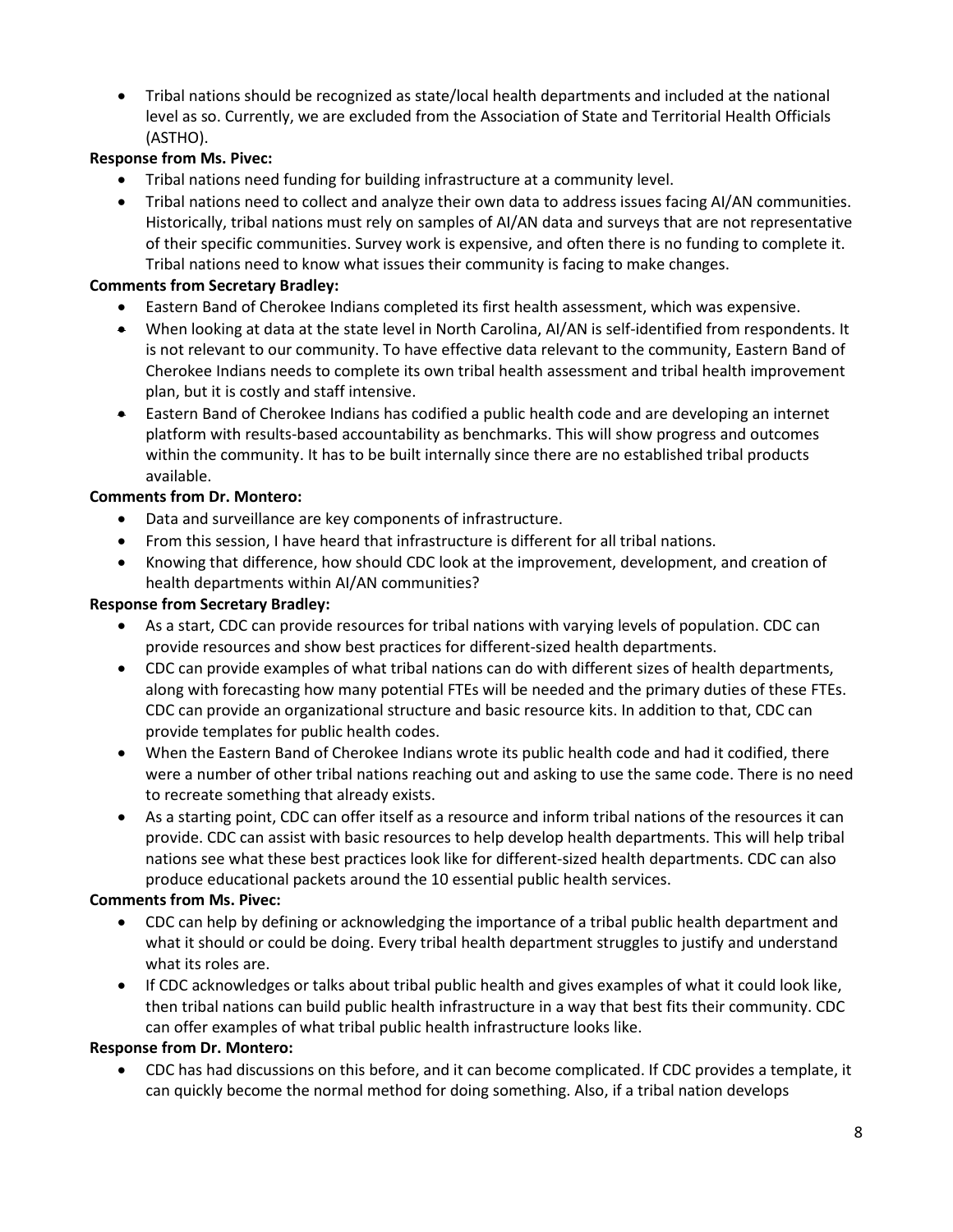- Tribal nations should be recognized as state/local health departments and included at the national level as so. Currently, we are excluded from the Association of State and Territorial Health Officials (ASTHO).

**Response from Ms. Pivec:**

- Tribal nations need funding for building infrastructure at a community level.
- Tribal nations need to collect and analyze their own data to address issues facing AI/AN communities. Historically, tribal nations must rely on samples of AI/AN data and surveys that are not representative of their specific communities. Survey work is expensive, and often there is no funding to complete it. Tribal nations need to know what issues their community is facing to make changes.

**Comments from Secretary Bradley:**

- Eastern Band of Cherokee Indians completed its first health assessment, which was expensive.
- When looking at data at the state level in North Carolina, AI/AN is self-identified from respondents. It is not relevant to our community. To have effective data relevant to the community, Eastern Band of Cherokee Indians needs to complete its own tribal health assessment and tribal health improvement plan, but it is costly and staff intensive.
- Eastern Band of Cherokee Indians has codified a public health code and are developing an internet platform with results-based accountability as benchmarks. This will show progress and outcomes within the community. It has to be built internally since there are no established tribal products available.

**Comments from Dr. Montero:**

- Data and surveillance are key components of infrastructure.
- From this session, I have heard that infrastructure is different for all tribal nations.
- Knowing that difference, how should CDC look at the improvement, development, and creation of health departments within AI/AN communities?

**Response from Secretary Bradley:**

- As a start, CDC can provide resources for tribal nations with varying levels of population. CDC can provide resources and show best practices for different-sized health departments.
- CDC can provide examples of what tribal nations can do with different sizes of health departments, along with forecasting how many potential FTEs will be needed and the primary duties of these FTEs. CDC can provide an organizational structure and basic resource kits. In addition to that, CDC can provide templates for public health codes.
- When the Eastern Band of Cherokee Indians wrote its public health code and had it codified, there were a number of other tribal nations reaching out and asking to use the same code. There is no need to recreate something that already exists.
- As a starting point, CDC can offer itself as a resource and inform tribal nations of the resources it can provide. CDC can assist with basic resources to help develop health departments. This will help tribal nations see what these best practices look like for different-sized health departments. CDC can also produce educational packets around the 10 essential public health services.

**Comments from Ms. Pivec:**

- CDC can help by defining or acknowledging the importance of a tribal public health department and what it should or could be doing. Every tribal health department struggles to justify and understand what its roles are.
- If CDC acknowledges or talks about tribal public health and gives examples of what it could look like, then tribal nations can build public health infrastructure in a way that best fits their community. CDC can offer examples of what tribal public health infrastructure looks like.

**Response from Dr. Montero:**

- CDC has had discussions on this before, and it can become complicated. If CDC provides a template, it can quickly become the normal method for doing something. Also, if a tribal nation develops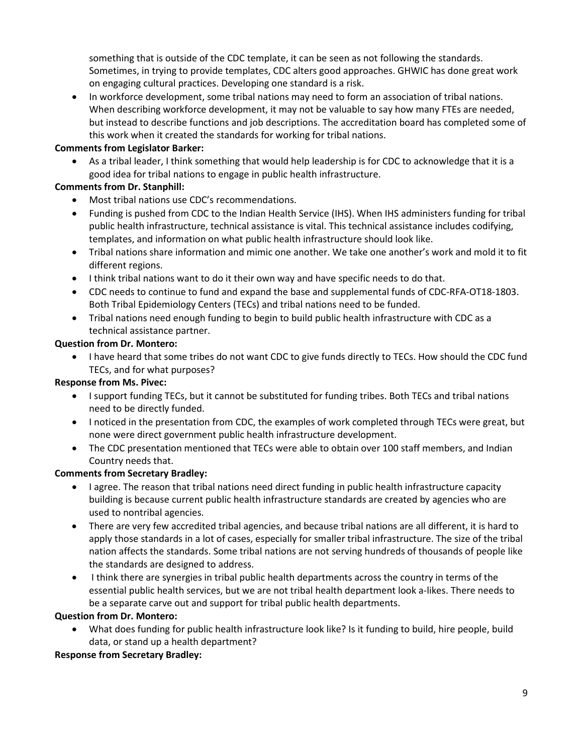something that is outside of the CDC template, it can be seen as not following the standards. Sometimes, in trying to provide templates, CDC alters good approaches. GHWIC has done great work on engaging cultural practices. Developing one standard is a risk.

- In workforce development, some tribal nations may need to form an association of tribal nations. When describing workforce development, it may not be valuable to say how many FTEs are needed, but instead to describe functions and job descriptions. The accreditation board has completed some of this work when it created the standards for working for tribal nations.

**Comments from Legislator Barker:**

- As a tribal leader, I think something that would help leadership is for CDC to acknowledge that it is a good idea for tribal nations to engage in public health infrastructure.

**Comments from Dr. Stanphill:**

- Most tribal nations use CDC's recommendations.
- Funding is pushed from CDC to the Indian Health Service (IHS). When IHS administers funding for tribal public health infrastructure, technical assistance is vital. This technical assistance includes codifying, templates, and information on what public health infrastructure should look like.
- Tribal nations share information and mimic one another. We take one another's work and mold it to fit different regions.
- I think tribal nations want to do it their own way and have specific needs to do that.
- CDC needs to continue to fund and expand the base and supplemental funds of CDC-RFA-OT18-1803. Both Tribal Epidemiology Centers (TECs) and tribal nations need to be funded.
- Tribal nations need enough funding to begin to build public health infrastructure with CDC as a technical assistance partner.

**Question from Dr. Montero:**

- I have heard that some tribes do not want CDC to give funds directly to TECs. How should the CDC fund TECs, and for what purposes?

**Response from Ms. Pivec:**

- I support funding TECs, but it cannot be substituted for funding tribes. Both TECs and tribal nations need to be directly funded.
- I noticed in the presentation from CDC, the examples of work completed through TECs were great, but none were direct government public health infrastructure development.
- The CDC presentation mentioned that TECs were able to obtain over 100 staff members, and Indian Country needs that.

**Comments from Secretary Bradley:**

- I agree. The reason that tribal nations need direct funding in public health infrastructure capacity building is because current public health infrastructure standards are created by agencies who are used to nontribal agencies.
- There are very few accredited tribal agencies, and because tribal nations are all different, it is hard to apply those standards in a lot of cases, especially for smaller tribal infrastructure. The size of the tribal nation affects the standards. Some tribal nations are not serving hundreds of thousands of people like the standards are designed to address.
- I think there are synergies in tribal public health departments across the country in terms of the essential public health services, but we are not tribal health department look a-likes. There needs to be a separate carve out and support for tribal public health departments.

**Question from Dr. Montero:**

- What does funding for public health infrastructure look like? Is it funding to build, hire people, build data, or stand up a health department?

**Response from Secretary Bradley:**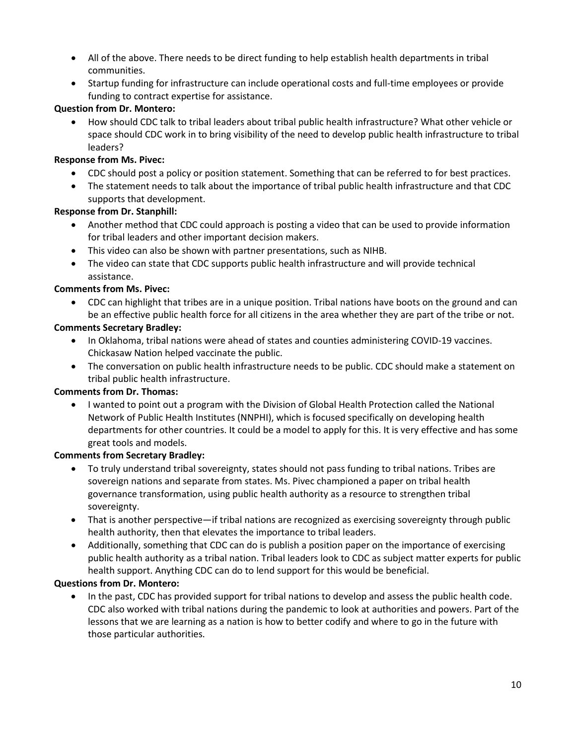- All of the above. There needs to be direct funding to help establish health departments in tribal communities.
- Startup funding for infrastructure can include operational costs and full-time employees or provide funding to contract expertise for assistance.

**Question from Dr. Montero:**

- How should CDC talk to tribal leaders about tribal public health infrastructure? What other vehicle or space should CDC work in to bring visibility of the need to develop public health infrastructure to tribal leaders?

**Response from Ms. Pivec:**

- CDC should post a policy or position statement. Something that can be referred to for best practices.
- The statement needs to talk about the importance of tribal public health infrastructure and that CDC supports that development.

**Response from Dr. Stanphill:**

- Another method that CDC could approach is posting a video that can be used to provide information for tribal leaders and other important decision makers.
- This video can also be shown with partner presentations, such as NIHB.
- The video can state that CDC supports public health infrastructure and will provide technical assistance.

**Comments from Ms. Pivec:**

- CDC can highlight that tribes are in a unique position. Tribal nations have boots on the ground and can be an effective public health force for all citizens in the area whether they are part of the tribe or not.

**Comments Secretary Bradley:**

- In Oklahoma, tribal nations were ahead of states and counties administering COVID-19 vaccines. Chickasaw Nation helped vaccinate the public.
- The conversation on public health infrastructure needs to be public. CDC should make a statement on tribal public health infrastructure.

**Comments from Dr. Thomas:**

- I wanted to point out a program with the Division of Global Health Protection called the National Network of Public Health Institutes (NNPHI), which is focused specifically on developing health departments for other countries. It could be a model to apply for this. It is very effective and has some great tools and models.

**Comments from Secretary Bradley:**

- To truly understand tribal sovereignty, states should not pass funding to tribal nations. Tribes are sovereign nations and separate from states. Ms. Pivec championed a paper on tribal health governance transformation, using public health authority as a resource to strengthen tribal sovereignty.
- That is another perspective—if tribal nations are recognized as exercising sovereignty through public health authority, then that elevates the importance to tribal leaders.
- Additionally, something that CDC can do is publish a position paper on the importance of exercising public health authority as a tribal nation. Tribal leaders look to CDC as subject matter experts for public health support. Anything CDC can do to lend support for this would be beneficial.

**Questions from Dr. Montero:**

- In the past, CDC has provided support for tribal nations to develop and assess the public health code. CDC also worked with tribal nations during the pandemic to look at authorities and powers. Part of the lessons that we are learning as a nation is how to better codify and where to go in the future with those particular authorities.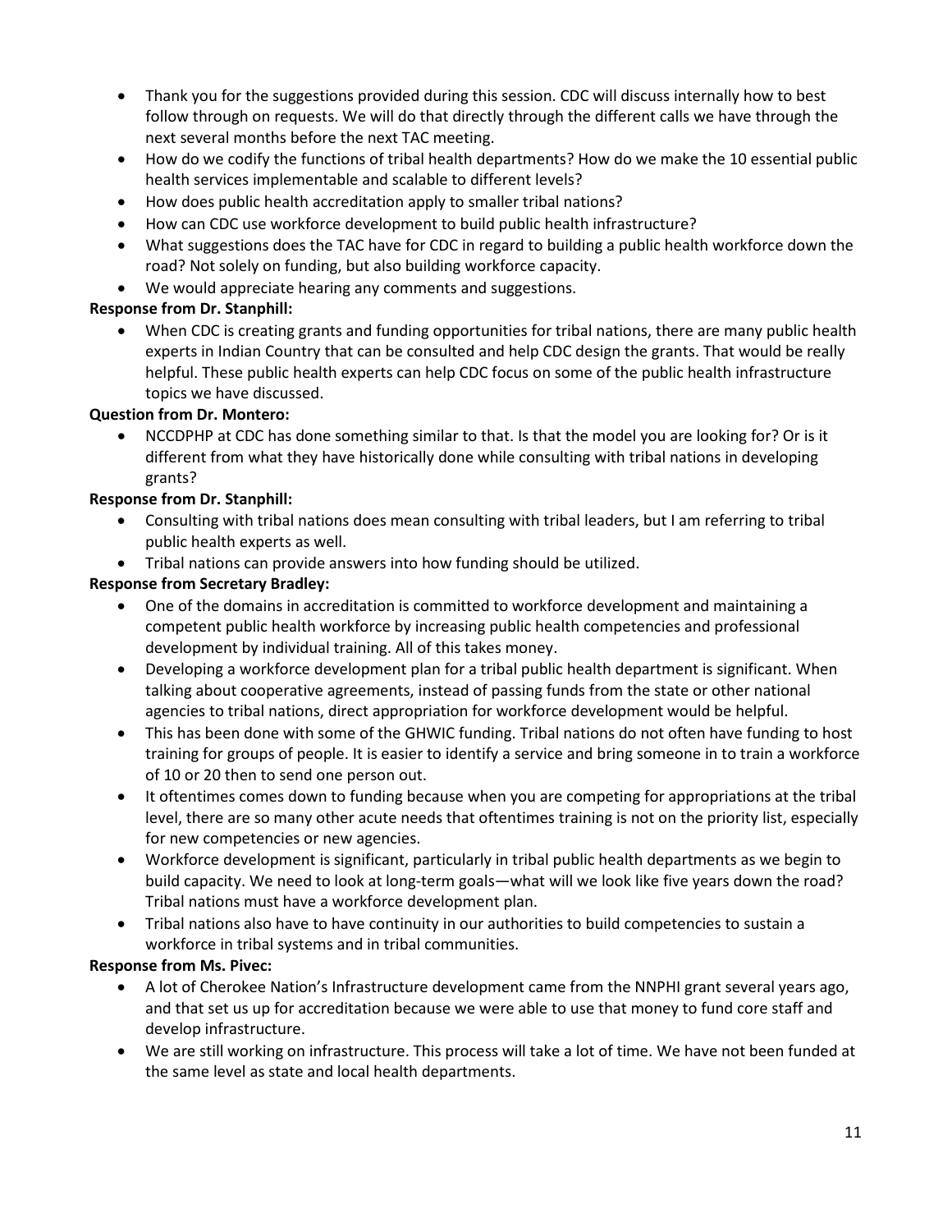- Thank you for the suggestions provided during this session. CDC will discuss internally how to best follow through on requests. We will do that directly through the different calls we have through the next several months before the next TAC meeting.
- How do we codify the functions of tribal health departments? How do we make the 10 essential public health services implementable and scalable to different levels?
- How does public health accreditation apply to smaller tribal nations?
- How can CDC use workforce development to build public health infrastructure?
- What suggestions does the TAC have for CDC in regard to building a public health workforce down the road? Not solely on funding, but also building workforce capacity.
- We would appreciate hearing any comments and suggestions.

**Response from Dr. Stanphill:**

- When CDC is creating grants and funding opportunities for tribal nations, there are many public health experts in Indian Country that can be consulted and help CDC design the grants. That would be really helpful. These public health experts can help CDC focus on some of the public health infrastructure topics we have discussed.

**Question from Dr. Montero:**

- NCCDPHP at CDC has done something similar to that. Is that the model you are looking for? Or is it different from what they have historically done while consulting with tribal nations in developing grants?

**Response from Dr. Stanphill:**

- Consulting with tribal nations does mean consulting with tribal leaders, but I am referring to tribal public health experts as well.
- Tribal nations can provide answers into how funding should be utilized.

**Response from Secretary Bradley:**

- One of the domains in accreditation is committed to workforce development and maintaining a competent public health workforce by increasing public health competencies and professional development by individual training. All of this takes money.
- Developing a workforce development plan for a tribal public health department is significant. When talking about cooperative agreements, instead of passing funds from the state or other national agencies to tribal nations, direct appropriation for workforce development would be helpful.
- This has been done with some of the GHWIC funding. Tribal nations do not often have funding to host training for groups of people. It is easier to identify a service and bring someone in to train a workforce of 10 or 20 then to send one person out.
- It oftentimes comes down to funding because when you are competing for appropriations at the tribal level, there are so many other acute needs that oftentimes training is not on the priority list, especially for new competencies or new agencies.
- Workforce development is significant, particularly in tribal public health departments as we begin to build capacity. We need to look at long-term goals—what will we look like five years down the road? Tribal nations must have a workforce development plan.
- Tribal nations also have to have continuity in our authorities to build competencies to sustain a workforce in tribal systems and in tribal communities.

**Response from Ms. Pivec:**

- A lot of Cherokee Nation's Infrastructure development came from the NNPHI grant several years ago, and that set us up for accreditation because we were able to use that money to fund core staff and develop infrastructure.
- We are still working on infrastructure. This process will take a lot of time. We have not been funded at the same level as state and local health departments.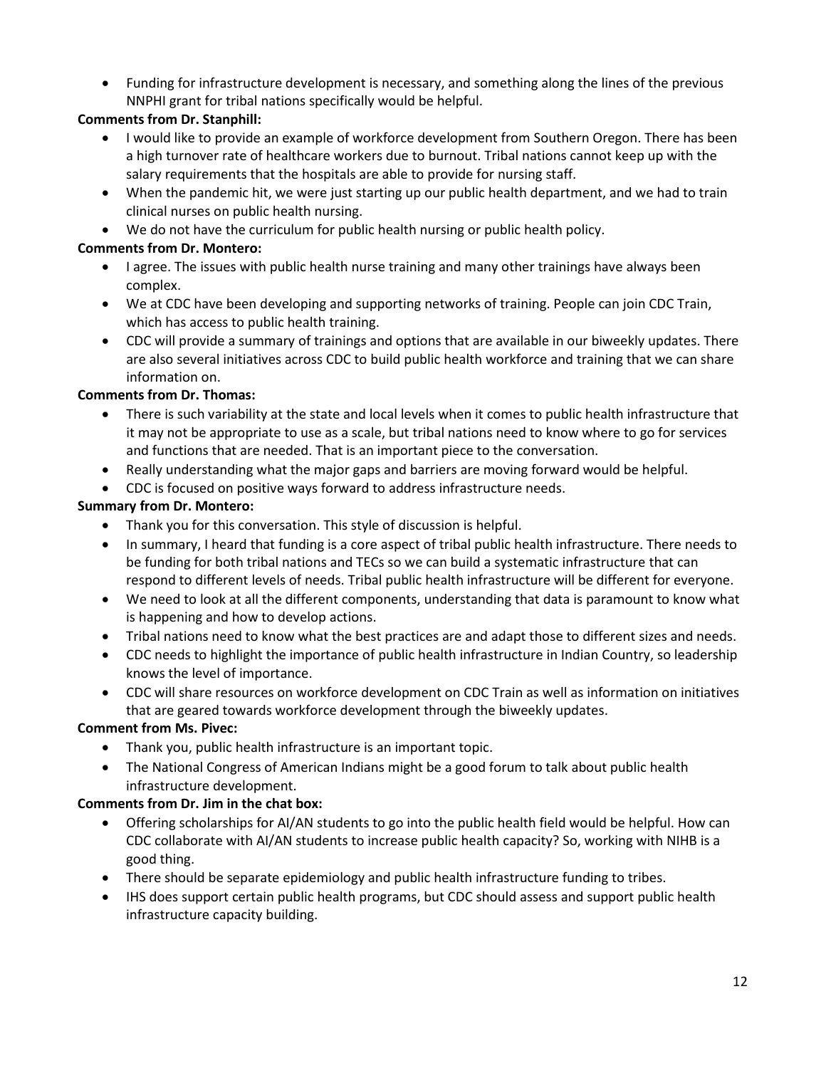- Funding for infrastructure development is necessary, and something along the lines of the previous NNPHI grant for tribal nations specifically would be helpful.

**Comments from Dr. Stanphill:**

- I would like to provide an example of workforce development from Southern Oregon. There has been a high turnover rate of healthcare workers due to burnout. Tribal nations cannot keep up with the salary requirements that the hospitals are able to provide for nursing staff.
- When the pandemic hit, we were just starting up our public health department, and we had to train clinical nurses on public health nursing.
- We do not have the curriculum for public health nursing or public health policy.

**Comments from Dr. Montero:**

- I agree. The issues with public health nurse training and many other trainings have always been complex.
- We at CDC have been developing and supporting networks of training. People can join CDC Train, which has access to public health training.
- CDC will provide a summary of trainings and options that are available in our biweekly updates. There are also several initiatives across CDC to build public health workforce and training that we can share information on.

**Comments from Dr. Thomas:**

- There is such variability at the state and local levels when it comes to public health infrastructure that it may not be appropriate to use as a scale, but tribal nations need to know where to go for services and functions that are needed. That is an important piece to the conversation.
- Really understanding what the major gaps and barriers are moving forward would be helpful.
- CDC is focused on positive ways forward to address infrastructure needs.

**Summary from Dr. Montero:**

- Thank you for this conversation. This style of discussion is helpful.
- In summary, I heard that funding is a core aspect of tribal public health infrastructure. There needs to be funding for both tribal nations and TECs so we can build a systematic infrastructure that can respond to different levels of needs. Tribal public health infrastructure will be different for everyone.
- We need to look at all the different components, understanding that data is paramount to know what is happening and how to develop actions.
- Tribal nations need to know what the best practices are and adapt those to different sizes and needs.
- CDC needs to highlight the importance of public health infrastructure in Indian Country, so leadership knows the level of importance.
- CDC will share resources on workforce development on CDC Train as well as information on initiatives that are geared towards workforce development through the biweekly updates.

**Comment from Ms. Pivec:**

- Thank you, public health infrastructure is an important topic.
- The National Congress of American Indians might be a good forum to talk about public health infrastructure development.

**Comments from Dr. Jim in the chat box:**

- Offering scholarships for AI/AN students to go into the public health field would be helpful. How can CDC collaborate with AI/AN students to increase public health capacity? So, working with NIHB is a good thing.
- There should be separate epidemiology and public health infrastructure funding to tribes.
- IHS does support certain public health programs, but CDC should assess and support public health infrastructure capacity building.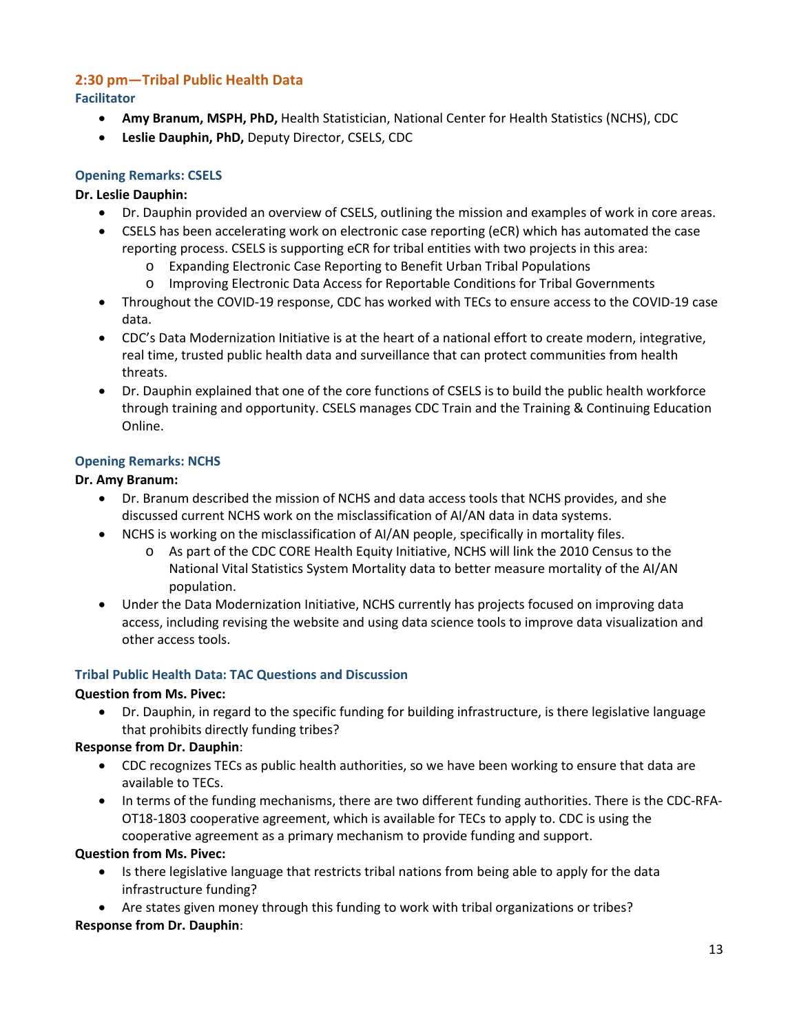## 2:30 pm—Tribal Public Health Data

### Facilitator

- **Amy Branum, MSPH, PhD,** Health Statistician, National Center for Health Statistics (NCHS), CDC
- **Leslie Dauphin, PhD,** Deputy Director, CSELS, CDC

### Opening Remarks: CSELS

**Dr. Leslie Dauphin:**

- Dr. Dauphin provided an overview of CSELS, outlining the mission and examples of work in core areas.
- CSELS has been accelerating work on electronic case reporting (eCR) which has automated the case reporting process. CSELS is supporting eCR for tribal entities with two projects in this area:
  - Expanding Electronic Case Reporting to Benefit Urban Tribal Populations
  - Improving Electronic Data Access for Reportable Conditions for Tribal Governments
- Throughout the COVID-19 response, CDC has worked with TECs to ensure access to the COVID-19 case data.
- CDC's Data Modernization Initiative is at the heart of a national effort to create modern, integrative, real time, trusted public health data and surveillance that can protect communities from health threats.
- Dr. Dauphin explained that one of the core functions of CSELS is to build the public health workforce through training and opportunity. CSELS manages CDC Train and the Training & Continuing Education Online.

### Opening Remarks: NCHS

**Dr. Amy Branum:**

- Dr. Branum described the mission of NCHS and data access tools that NCHS provides, and she discussed current NCHS work on the misclassification of AI/AN data in data systems.
- NCHS is working on the misclassification of AI/AN people, specifically in mortality files.
  - As part of the CDC CORE Health Equity Initiative, NCHS will link the 2010 Census to the National Vital Statistics System Mortality data to better measure mortality of the AI/AN population.
- Under the Data Modernization Initiative, NCHS currently has projects focused on improving data access, including revising the website and using data science tools to improve data visualization and other access tools.

### Tribal Public Health Data: TAC Questions and Discussion

**Question from Ms. Pivec:**

- Dr. Dauphin, in regard to the specific funding for building infrastructure, is there legislative language that prohibits directly funding tribes?

**Response from Dr. Dauphin**:

- CDC recognizes TECs as public health authorities, so we have been working to ensure that data are available to TECs.
- In terms of the funding mechanisms, there are two different funding authorities. There is the CDC-RFA-OT18-1803 cooperative agreement, which is available for TECs to apply to. CDC is using the cooperative agreement as a primary mechanism to provide funding and support.

**Question from Ms. Pivec:**

- Is there legislative language that restricts tribal nations from being able to apply for the data infrastructure funding?
- Are states given money through this funding to work with tribal organizations or tribes?

**Response from Dr. Dauphin**: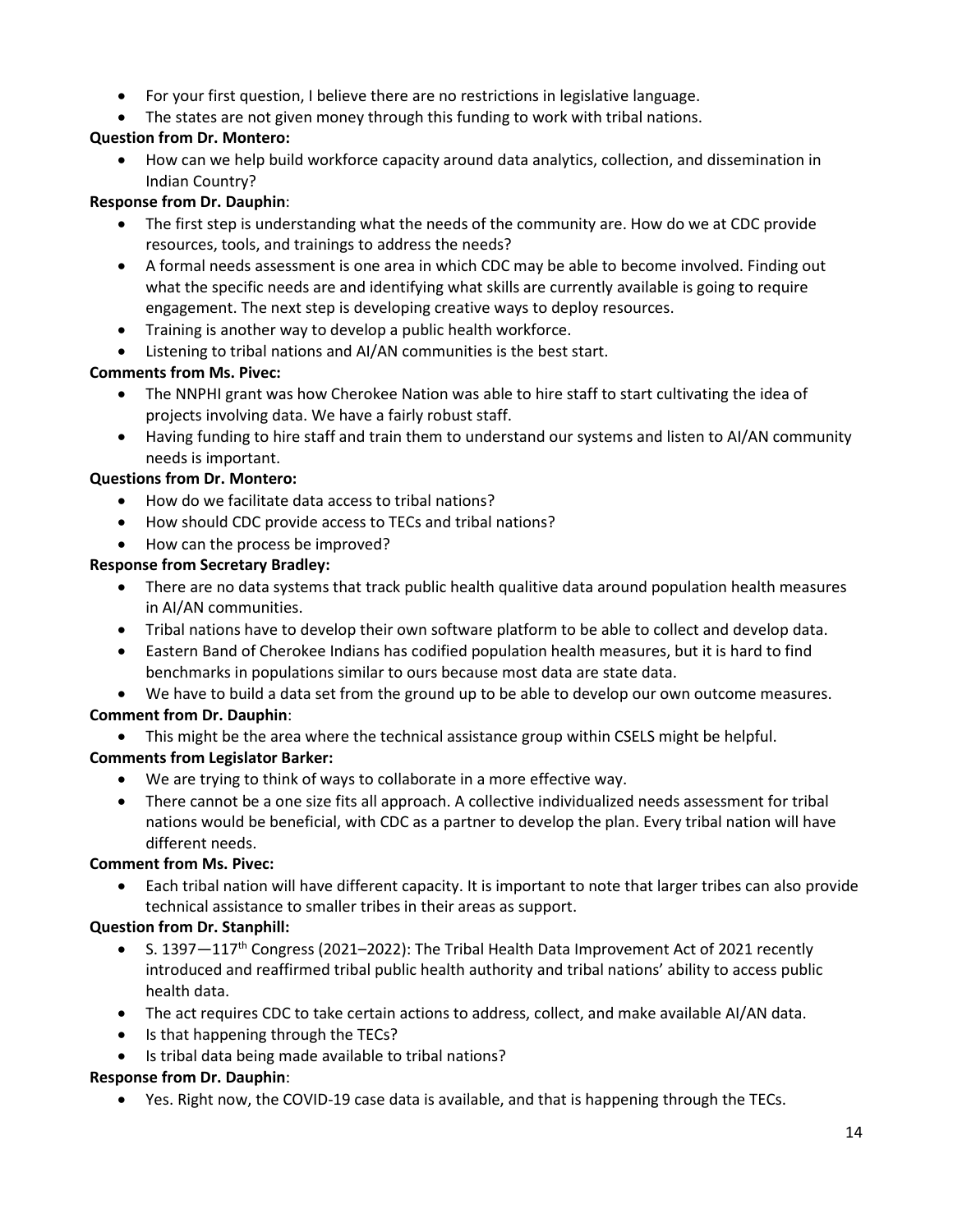- For your first question, I believe there are no restrictions in legislative language.
- The states are not given money through this funding to work with tribal nations.

**Question from Dr. Montero:**

- How can we help build workforce capacity around data analytics, collection, and dissemination in Indian Country?

**Response from Dr. Dauphin**:

- The first step is understanding what the needs of the community are. How do we at CDC provide resources, tools, and trainings to address the needs?
- A formal needs assessment is one area in which CDC may be able to become involved. Finding out what the specific needs are and identifying what skills are currently available is going to require engagement. The next step is developing creative ways to deploy resources.
- Training is another way to develop a public health workforce.
- Listening to tribal nations and AI/AN communities is the best start.

**Comments from Ms. Pivec:**

- The NNPHI grant was how Cherokee Nation was able to hire staff to start cultivating the idea of projects involving data. We have a fairly robust staff.
- Having funding to hire staff and train them to understand our systems and listen to AI/AN community needs is important.

**Questions from Dr. Montero:**

- How do we facilitate data access to tribal nations?
- How should CDC provide access to TECs and tribal nations?
- How can the process be improved?

**Response from Secretary Bradley:**

- There are no data systems that track public health qualitive data around population health measures in AI/AN communities.
- Tribal nations have to develop their own software platform to be able to collect and develop data.
- Eastern Band of Cherokee Indians has codified population health measures, but it is hard to find benchmarks in populations similar to ours because most data are state data.
- We have to build a data set from the ground up to be able to develop our own outcome measures.

**Comment from Dr. Dauphin**:

- This might be the area where the technical assistance group within CSELS might be helpful.

**Comments from Legislator Barker:**

- We are trying to think of ways to collaborate in a more effective way.
- There cannot be a one size fits all approach. A collective individualized needs assessment for tribal nations would be beneficial, with CDC as a partner to develop the plan. Every tribal nation will have different needs.

**Comment from Ms. Pivec:**

- Each tribal nation will have different capacity. It is important to note that larger tribes can also provide technical assistance to smaller tribes in their areas as support.

**Question from Dr. Stanphill:**

- S. 1397—117th Congress (2021–2022): The Tribal Health Data Improvement Act of 2021 recently introduced and reaffirmed tribal public health authority and tribal nations' ability to access public health data.
- The act requires CDC to take certain actions to address, collect, and make available AI/AN data.
- Is that happening through the TECs?
- Is tribal data being made available to tribal nations?

**Response from Dr. Dauphin**:

- Yes. Right now, the COVID-19 case data is available, and that is happening through the TECs.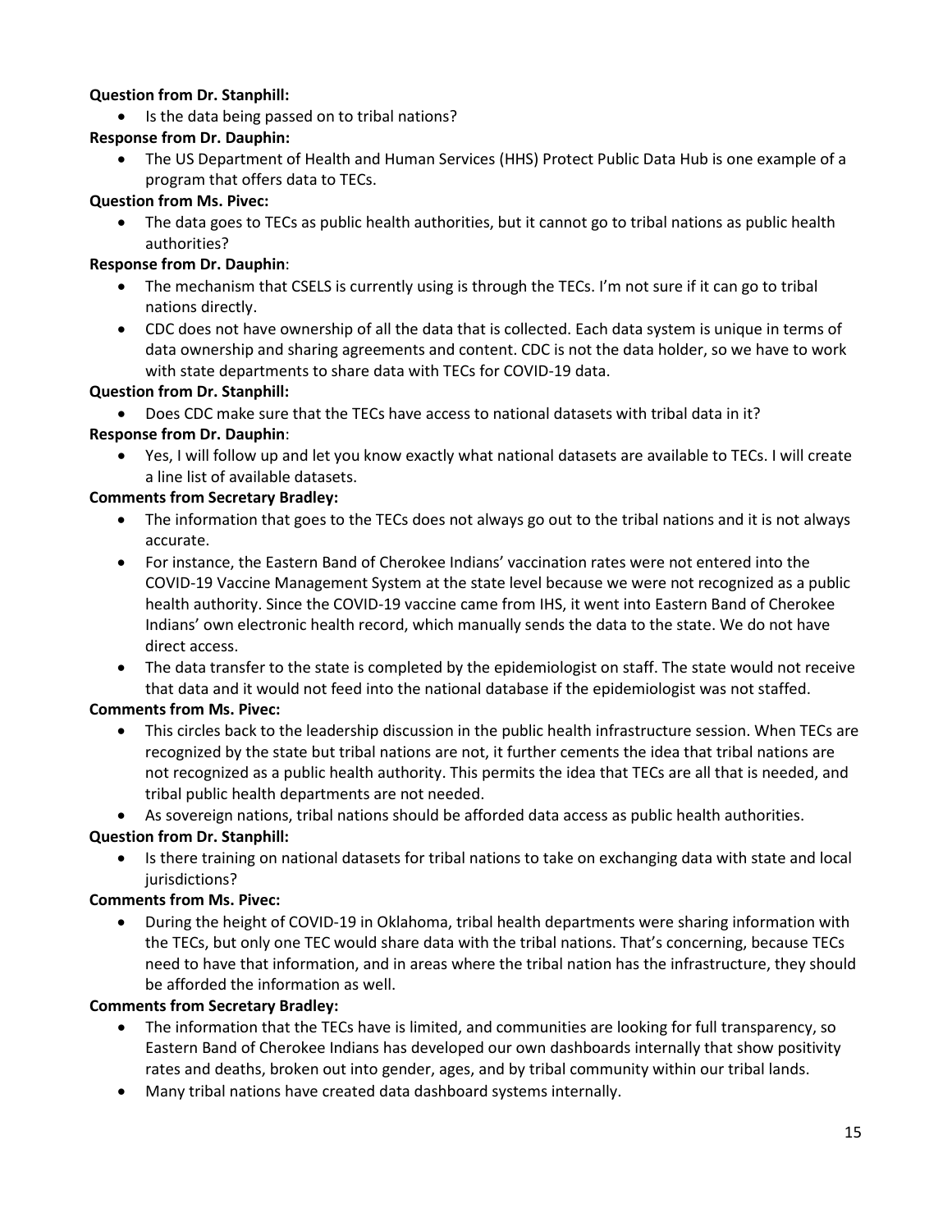**Question from Dr. Stanphill:**

- Is the data being passed on to tribal nations?

**Response from Dr. Dauphin:**

- The US Department of Health and Human Services (HHS) Protect Public Data Hub is one example of a program that offers data to TECs.

**Question from Ms. Pivec:**

- The data goes to TECs as public health authorities, but it cannot go to tribal nations as public health authorities?

**Response from Dr. Dauphin**:

- The mechanism that CSELS is currently using is through the TECs. I'm not sure if it can go to tribal nations directly.
- CDC does not have ownership of all the data that is collected. Each data system is unique in terms of data ownership and sharing agreements and content. CDC is not the data holder, so we have to work with state departments to share data with TECs for COVID-19 data.

**Question from Dr. Stanphill:**

- Does CDC make sure that the TECs have access to national datasets with tribal data in it?

**Response from Dr. Dauphin**:

- Yes, I will follow up and let you know exactly what national datasets are available to TECs. I will create a line list of available datasets.

**Comments from Secretary Bradley:**

- The information that goes to the TECs does not always go out to the tribal nations and it is not always accurate.
- For instance, the Eastern Band of Cherokee Indians' vaccination rates were not entered into the COVID-19 Vaccine Management System at the state level because we were not recognized as a public health authority. Since the COVID-19 vaccine came from IHS, it went into Eastern Band of Cherokee Indians' own electronic health record, which manually sends the data to the state. We do not have direct access.
- The data transfer to the state is completed by the epidemiologist on staff. The state would not receive that data and it would not feed into the national database if the epidemiologist was not staffed.

**Comments from Ms. Pivec:**

- This circles back to the leadership discussion in the public health infrastructure session. When TECs are recognized by the state but tribal nations are not, it further cements the idea that tribal nations are not recognized as a public health authority. This permits the idea that TECs are all that is needed, and tribal public health departments are not needed.
- As sovereign nations, tribal nations should be afforded data access as public health authorities.

**Question from Dr. Stanphill:**

- Is there training on national datasets for tribal nations to take on exchanging data with state and local jurisdictions?

**Comments from Ms. Pivec:**

- During the height of COVID-19 in Oklahoma, tribal health departments were sharing information with the TECs, but only one TEC would share data with the tribal nations. That's concerning, because TECs need to have that information, and in areas where the tribal nation has the infrastructure, they should be afforded the information as well.

**Comments from Secretary Bradley:**

- The information that the TECs have is limited, and communities are looking for full transparency, so Eastern Band of Cherokee Indians has developed our own dashboards internally that show positivity rates and deaths, broken out into gender, ages, and by tribal community within our tribal lands.
- Many tribal nations have created data dashboard systems internally.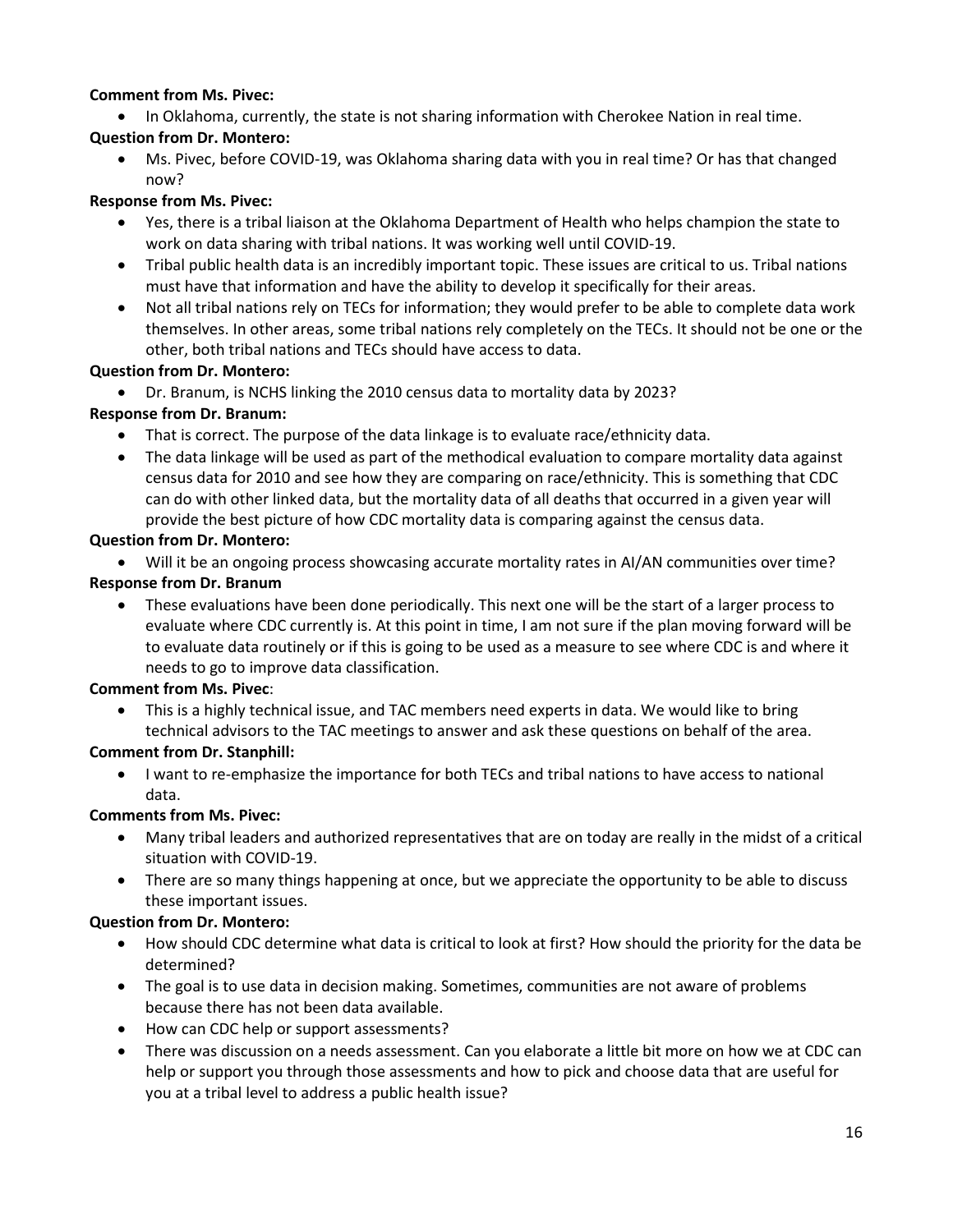**Comment from Ms. Pivec:**

- In Oklahoma, currently, the state is not sharing information with Cherokee Nation in real time.

**Question from Dr. Montero:**

- Ms. Pivec, before COVID-19, was Oklahoma sharing data with you in real time? Or has that changed now?

**Response from Ms. Pivec:**

- Yes, there is a tribal liaison at the Oklahoma Department of Health who helps champion the state to work on data sharing with tribal nations. It was working well until COVID-19.
- Tribal public health data is an incredibly important topic. These issues are critical to us. Tribal nations must have that information and have the ability to develop it specifically for their areas.
- Not all tribal nations rely on TECs for information; they would prefer to be able to complete data work themselves. In other areas, some tribal nations rely completely on the TECs. It should not be one or the other, both tribal nations and TECs should have access to data.

**Question from Dr. Montero:**

- Dr. Branum, is NCHS linking the 2010 census data to mortality data by 2023?

**Response from Dr. Branum:**

- That is correct. The purpose of the data linkage is to evaluate race/ethnicity data.
- The data linkage will be used as part of the methodical evaluation to compare mortality data against census data for 2010 and see how they are comparing on race/ethnicity. This is something that CDC can do with other linked data, but the mortality data of all deaths that occurred in a given year will provide the best picture of how CDC mortality data is comparing against the census data.

**Question from Dr. Montero:**

- Will it be an ongoing process showcasing accurate mortality rates in AI/AN communities over time?

**Response from Dr. Branum**

- These evaluations have been done periodically. This next one will be the start of a larger process to evaluate where CDC currently is. At this point in time, I am not sure if the plan moving forward will be to evaluate data routinely or if this is going to be used as a measure to see where CDC is and where it needs to go to improve data classification.

**Comment from Ms. Pivec**:

- This is a highly technical issue, and TAC members need experts in data. We would like to bring technical advisors to the TAC meetings to answer and ask these questions on behalf of the area.

**Comment from Dr. Stanphill:**

- I want to re-emphasize the importance for both TECs and tribal nations to have access to national data.

**Comments from Ms. Pivec:**

- Many tribal leaders and authorized representatives that are on today are really in the midst of a critical situation with COVID-19.
- There are so many things happening at once, but we appreciate the opportunity to be able to discuss these important issues.

**Question from Dr. Montero:**

- How should CDC determine what data is critical to look at first? How should the priority for the data be determined?
- The goal is to use data in decision making. Sometimes, communities are not aware of problems because there has not been data available.
- How can CDC help or support assessments?
- There was discussion on a needs assessment. Can you elaborate a little bit more on how we at CDC can help or support you through those assessments and how to pick and choose data that are useful for you at a tribal level to address a public health issue?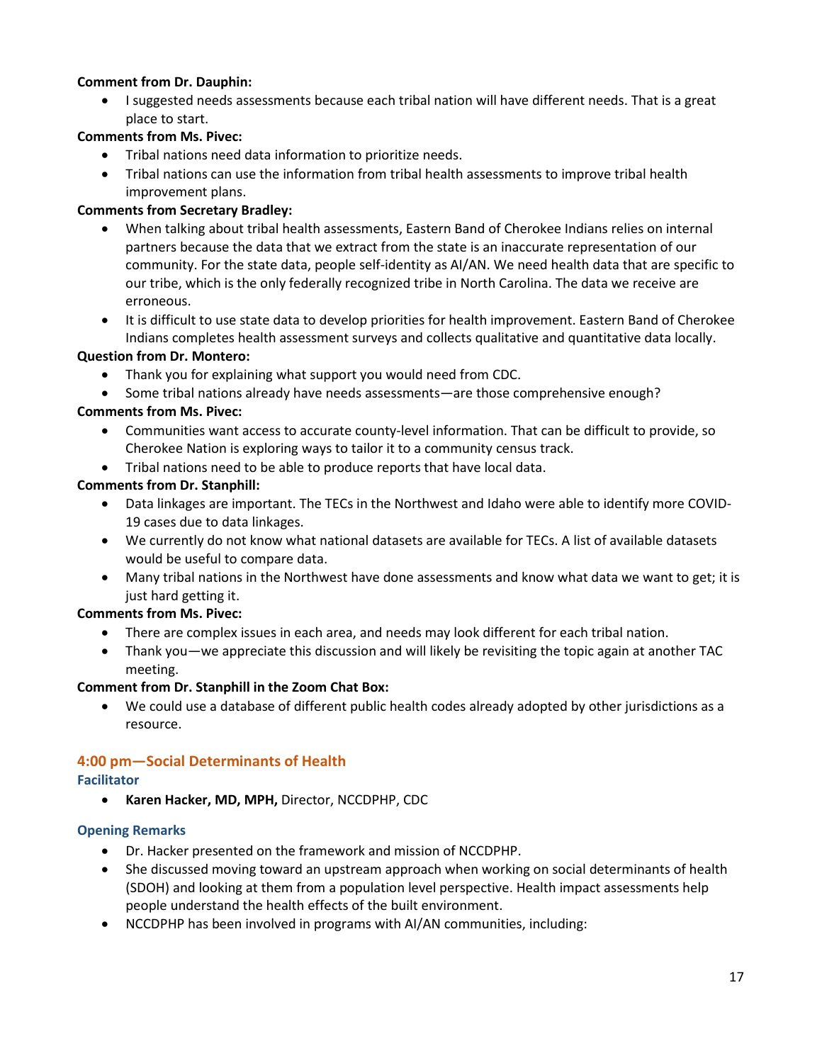**Comment from Dr. Dauphin:**

- I suggested needs assessments because each tribal nation will have different needs. That is a great place to start.

**Comments from Ms. Pivec:**

- Tribal nations need data information to prioritize needs.
- Tribal nations can use the information from tribal health assessments to improve tribal health improvement plans.

**Comments from Secretary Bradley:**

- When talking about tribal health assessments, Eastern Band of Cherokee Indians relies on internal partners because the data that we extract from the state is an inaccurate representation of our community. For the state data, people self-identity as AI/AN. We need health data that are specific to our tribe, which is the only federally recognized tribe in North Carolina. The data we receive are erroneous.
- It is difficult to use state data to develop priorities for health improvement. Eastern Band of Cherokee Indians completes health assessment surveys and collects qualitative and quantitative data locally.

**Question from Dr. Montero:**

- Thank you for explaining what support you would need from CDC.
- Some tribal nations already have needs assessments—are those comprehensive enough?

**Comments from Ms. Pivec:**

- Communities want access to accurate county-level information. That can be difficult to provide, so Cherokee Nation is exploring ways to tailor it to a community census track.
- Tribal nations need to be able to produce reports that have local data.

**Comments from Dr. Stanphill:**

- Data linkages are important. The TECs in the Northwest and Idaho were able to identify more COVID-19 cases due to data linkages.
- We currently do not know what national datasets are available for TECs. A list of available datasets would be useful to compare data.
- Many tribal nations in the Northwest have done assessments and know what data we want to get; it is just hard getting it.

**Comments from Ms. Pivec:**

- There are complex issues in each area, and needs may look different for each tribal nation.
- Thank you—we appreciate this discussion and will likely be revisiting the topic again at another TAC meeting.

**Comment from Dr. Stanphill in the Zoom Chat Box:**

- We could use a database of different public health codes already adopted by other jurisdictions as a resource.

## 4:00 pm—Social Determinants of Health

### Facilitator

- **Karen Hacker, MD, MPH,** Director, NCCDPHP, CDC

### Opening Remarks

- Dr. Hacker presented on the framework and mission of NCCDPHP.
- She discussed moving toward an upstream approach when working on social determinants of health (SDOH) and looking at them from a population level perspective. Health impact assessments help people understand the health effects of the built environment.
- NCCDPHP has been involved in programs with AI/AN communities, including: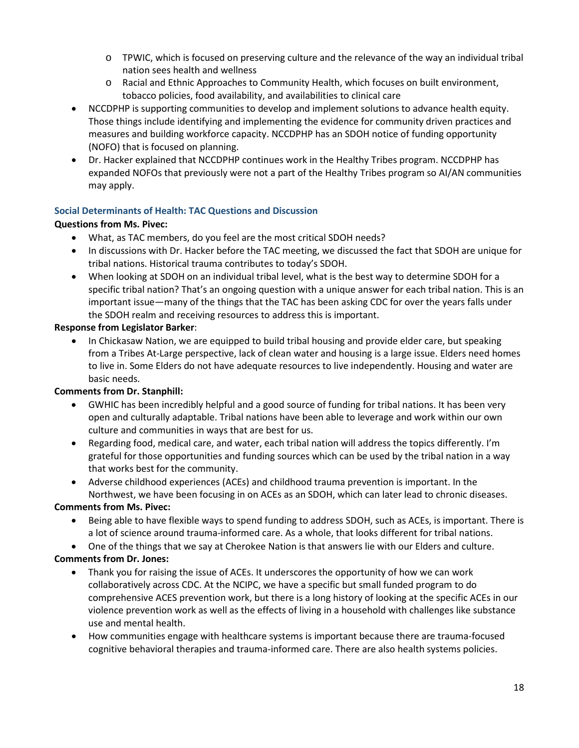- TPWIC, which is focused on preserving culture and the relevance of the way an individual tribal nation sees health and wellness
  - Racial and Ethnic Approaches to Community Health, which focuses on built environment, tobacco policies, food availability, and availabilities to clinical care
- NCCDPHP is supporting communities to develop and implement solutions to advance health equity. Those things include identifying and implementing the evidence for community driven practices and measures and building workforce capacity. NCCDPHP has an SDOH notice of funding opportunity (NOFO) that is focused on planning.
- Dr. Hacker explained that NCCDPHP continues work in the Healthy Tribes program. NCCDPHP has expanded NOFOs that previously were not a part of the Healthy Tribes program so AI/AN communities may apply.

### Social Determinants of Health: TAC Questions and Discussion

**Questions from Ms. Pivec:**

- What, as TAC members, do you feel are the most critical SDOH needs?
- In discussions with Dr. Hacker before the TAC meeting, we discussed the fact that SDOH are unique for tribal nations. Historical trauma contributes to today's SDOH.
- When looking at SDOH on an individual tribal level, what is the best way to determine SDOH for a specific tribal nation? That's an ongoing question with a unique answer for each tribal nation. This is an important issue—many of the things that the TAC has been asking CDC for over the years falls under the SDOH realm and receiving resources to address this is important.

**Response from Legislator Barker**:

- In Chickasaw Nation, we are equipped to build tribal housing and provide elder care, but speaking from a Tribes At-Large perspective, lack of clean water and housing is a large issue. Elders need homes to live in. Some Elders do not have adequate resources to live independently. Housing and water are basic needs.

**Comments from Dr. Stanphill:**

- GWHIC has been incredibly helpful and a good source of funding for tribal nations. It has been very open and culturally adaptable. Tribal nations have been able to leverage and work within our own culture and communities in ways that are best for us.
- Regarding food, medical care, and water, each tribal nation will address the topics differently. I'm grateful for those opportunities and funding sources which can be used by the tribal nation in a way that works best for the community.
- Adverse childhood experiences (ACEs) and childhood trauma prevention is important. In the Northwest, we have been focusing in on ACEs as an SDOH, which can later lead to chronic diseases.

**Comments from Ms. Pivec:**

- Being able to have flexible ways to spend funding to address SDOH, such as ACEs, is important. There is a lot of science around trauma-informed care. As a whole, that looks different for tribal nations.
- One of the things that we say at Cherokee Nation is that answers lie with our Elders and culture.

**Comments from Dr. Jones:**

- Thank you for raising the issue of ACEs. It underscores the opportunity of how we can work collaboratively across CDC. At the NCIPC, we have a specific but small funded program to do comprehensive ACES prevention work, but there is a long history of looking at the specific ACEs in our violence prevention work as well as the effects of living in a household with challenges like substance use and mental health.
- How communities engage with healthcare systems is important because there are trauma-focused cognitive behavioral therapies and trauma-informed care. There are also health systems policies.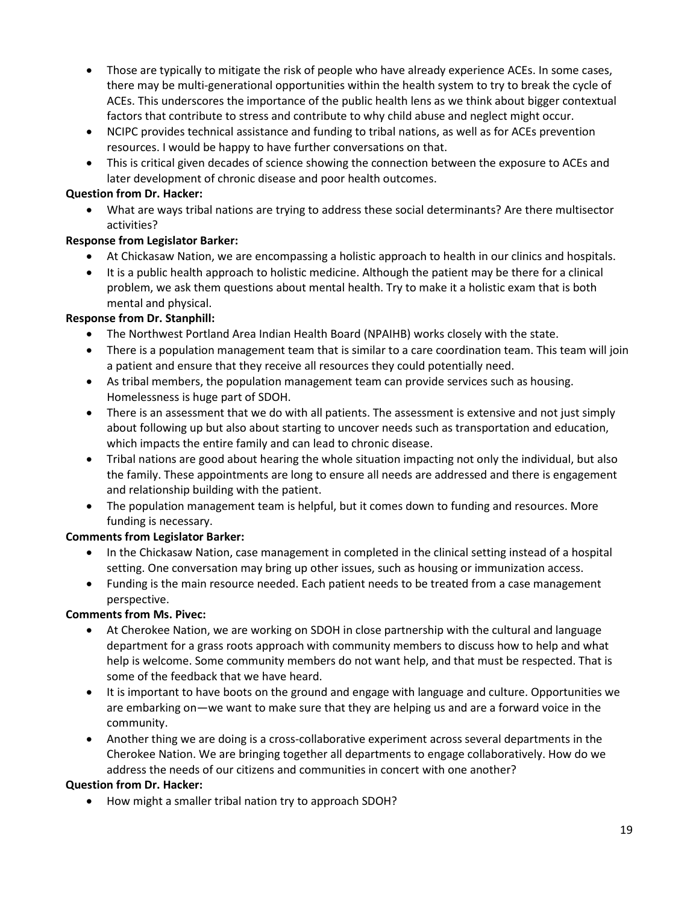- Those are typically to mitigate the risk of people who have already experience ACEs. In some cases, there may be multi-generational opportunities within the health system to try to break the cycle of ACEs. This underscores the importance of the public health lens as we think about bigger contextual factors that contribute to stress and contribute to why child abuse and neglect might occur.
- NCIPC provides technical assistance and funding to tribal nations, as well as for ACEs prevention resources. I would be happy to have further conversations on that.
- This is critical given decades of science showing the connection between the exposure to ACEs and later development of chronic disease and poor health outcomes.

**Question from Dr. Hacker:**

- What are ways tribal nations are trying to address these social determinants? Are there multisector activities?

**Response from Legislator Barker:**

- At Chickasaw Nation, we are encompassing a holistic approach to health in our clinics and hospitals.
- It is a public health approach to holistic medicine. Although the patient may be there for a clinical problem, we ask them questions about mental health. Try to make it a holistic exam that is both mental and physical.

**Response from Dr. Stanphill:**

- The Northwest Portland Area Indian Health Board (NPAIHB) works closely with the state.
- There is a population management team that is similar to a care coordination team. This team will join a patient and ensure that they receive all resources they could potentially need.
- As tribal members, the population management team can provide services such as housing. Homelessness is huge part of SDOH.
- There is an assessment that we do with all patients. The assessment is extensive and not just simply about following up but also about starting to uncover needs such as transportation and education, which impacts the entire family and can lead to chronic disease.
- Tribal nations are good about hearing the whole situation impacting not only the individual, but also the family. These appointments are long to ensure all needs are addressed and there is engagement and relationship building with the patient.
- The population management team is helpful, but it comes down to funding and resources. More funding is necessary.

**Comments from Legislator Barker:**

- In the Chickasaw Nation, case management in completed in the clinical setting instead of a hospital setting. One conversation may bring up other issues, such as housing or immunization access.
- Funding is the main resource needed. Each patient needs to be treated from a case management perspective.

**Comments from Ms. Pivec:**

- At Cherokee Nation, we are working on SDOH in close partnership with the cultural and language department for a grass roots approach with community members to discuss how to help and what help is welcome. Some community members do not want help, and that must be respected. That is some of the feedback that we have heard.
- It is important to have boots on the ground and engage with language and culture. Opportunities we are embarking on—we want to make sure that they are helping us and are a forward voice in the community.
- Another thing we are doing is a cross-collaborative experiment across several departments in the Cherokee Nation. We are bringing together all departments to engage collaboratively. How do we address the needs of our citizens and communities in concert with one another?

**Question from Dr. Hacker:**

- How might a smaller tribal nation try to approach SDOH?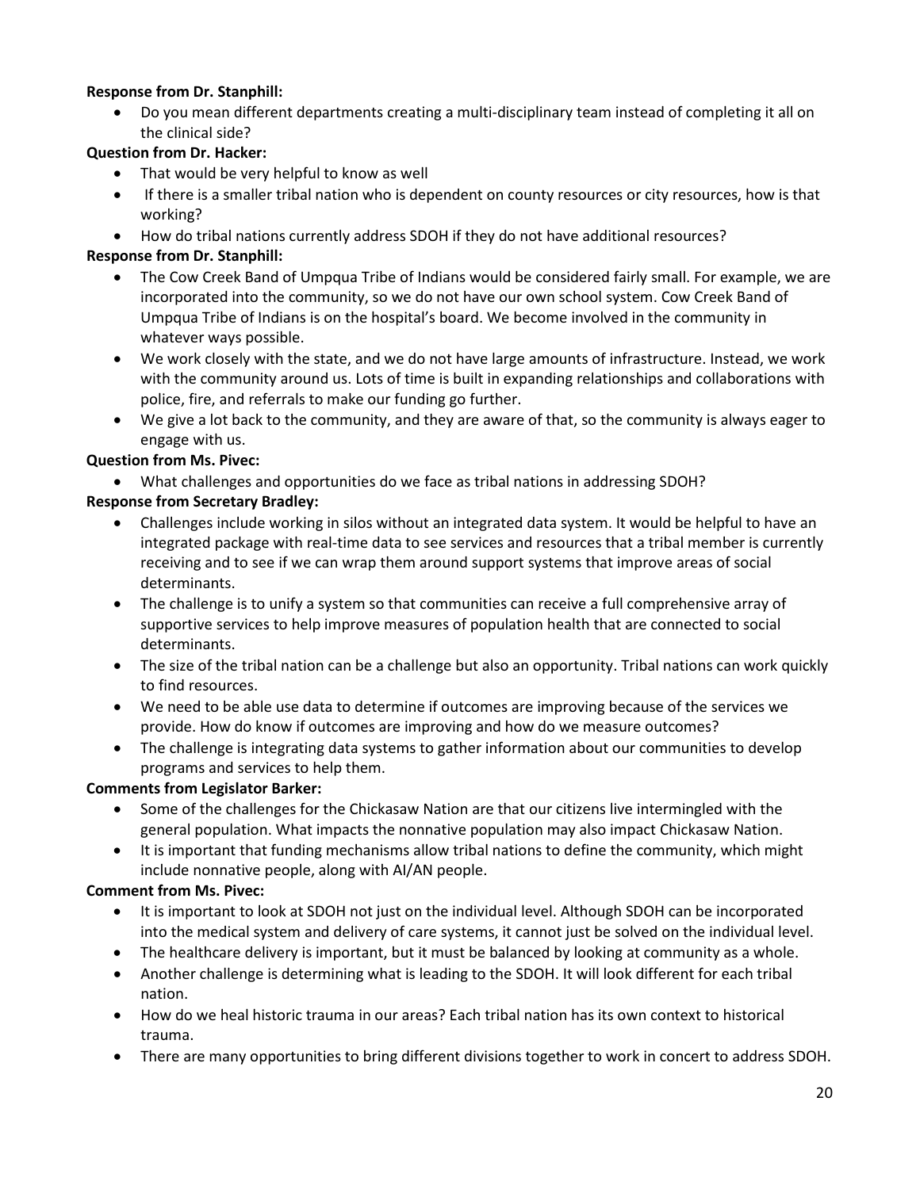**Response from Dr. Stanphill:**

- Do you mean different departments creating a multi-disciplinary team instead of completing it all on the clinical side?

**Question from Dr. Hacker:**

- That would be very helpful to know as well
- If there is a smaller tribal nation who is dependent on county resources or city resources, how is that working?
- How do tribal nations currently address SDOH if they do not have additional resources?

**Response from Dr. Stanphill:**

- The Cow Creek Band of Umpqua Tribe of Indians would be considered fairly small. For example, we are incorporated into the community, so we do not have our own school system. Cow Creek Band of Umpqua Tribe of Indians is on the hospital's board. We become involved in the community in whatever ways possible.
- We work closely with the state, and we do not have large amounts of infrastructure. Instead, we work with the community around us. Lots of time is built in expanding relationships and collaborations with police, fire, and referrals to make our funding go further.
- We give a lot back to the community, and they are aware of that, so the community is always eager to engage with us.

**Question from Ms. Pivec:**

- What challenges and opportunities do we face as tribal nations in addressing SDOH?

**Response from Secretary Bradley:**

- Challenges include working in silos without an integrated data system. It would be helpful to have an integrated package with real-time data to see services and resources that a tribal member is currently receiving and to see if we can wrap them around support systems that improve areas of social determinants.
- The challenge is to unify a system so that communities can receive a full comprehensive array of supportive services to help improve measures of population health that are connected to social determinants.
- The size of the tribal nation can be a challenge but also an opportunity. Tribal nations can work quickly to find resources.
- We need to be able use data to determine if outcomes are improving because of the services we provide. How do know if outcomes are improving and how do we measure outcomes?
- The challenge is integrating data systems to gather information about our communities to develop programs and services to help them.

**Comments from Legislator Barker:**

- Some of the challenges for the Chickasaw Nation are that our citizens live intermingled with the general population. What impacts the nonnative population may also impact Chickasaw Nation.
- It is important that funding mechanisms allow tribal nations to define the community, which might include nonnative people, along with AI/AN people.

**Comment from Ms. Pivec:**

- It is important to look at SDOH not just on the individual level. Although SDOH can be incorporated into the medical system and delivery of care systems, it cannot just be solved on the individual level.
- The healthcare delivery is important, but it must be balanced by looking at community as a whole.
- Another challenge is determining what is leading to the SDOH. It will look different for each tribal nation.
- How do we heal historic trauma in our areas? Each tribal nation has its own context to historical trauma.
- There are many opportunities to bring different divisions together to work in concert to address SDOH.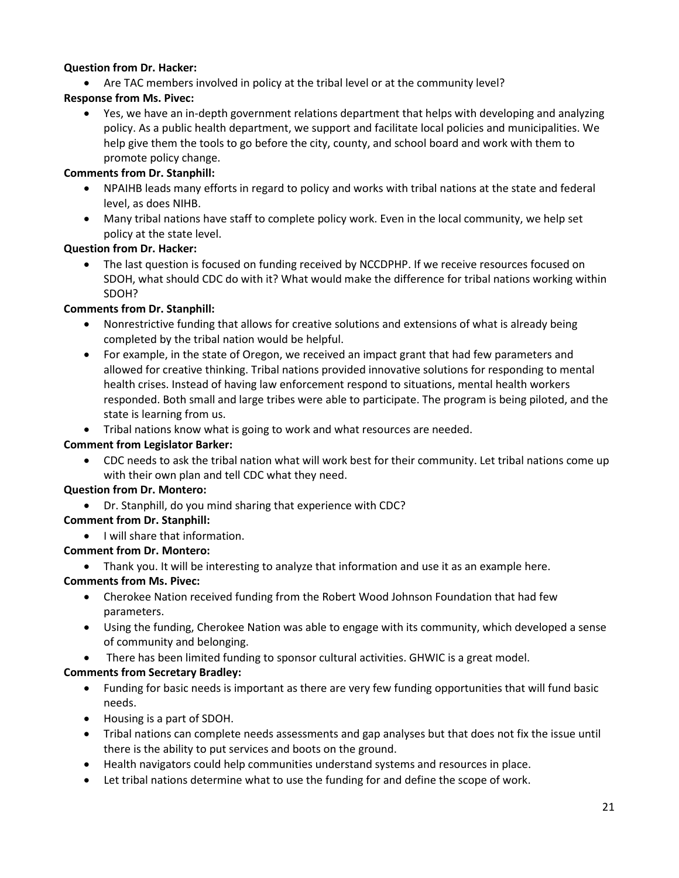**Question from Dr. Hacker:**

- Are TAC members involved in policy at the tribal level or at the community level?

**Response from Ms. Pivec:**

- Yes, we have an in-depth government relations department that helps with developing and analyzing policy. As a public health department, we support and facilitate local policies and municipalities. We help give them the tools to go before the city, county, and school board and work with them to promote policy change.

**Comments from Dr. Stanphill:**

- NPAIHB leads many efforts in regard to policy and works with tribal nations at the state and federal level, as does NIHB.
- Many tribal nations have staff to complete policy work. Even in the local community, we help set policy at the state level.

**Question from Dr. Hacker:**

- The last question is focused on funding received by NCCDPHP. If we receive resources focused on SDOH, what should CDC do with it? What would make the difference for tribal nations working within SDOH?

**Comments from Dr. Stanphill:**

- Nonrestrictive funding that allows for creative solutions and extensions of what is already being completed by the tribal nation would be helpful.
- For example, in the state of Oregon, we received an impact grant that had few parameters and allowed for creative thinking. Tribal nations provided innovative solutions for responding to mental health crises. Instead of having law enforcement respond to situations, mental health workers responded. Both small and large tribes were able to participate. The program is being piloted, and the state is learning from us.
- Tribal nations know what is going to work and what resources are needed.

**Comment from Legislator Barker:**

- CDC needs to ask the tribal nation what will work best for their community. Let tribal nations come up with their own plan and tell CDC what they need.

**Question from Dr. Montero:**

- Dr. Stanphill, do you mind sharing that experience with CDC?

**Comment from Dr. Stanphill:**

- I will share that information.

**Comment from Dr. Montero:**

- Thank you. It will be interesting to analyze that information and use it as an example here.

**Comments from Ms. Pivec:**

- Cherokee Nation received funding from the Robert Wood Johnson Foundation that had few parameters.
- Using the funding, Cherokee Nation was able to engage with its community, which developed a sense of community and belonging.
- There has been limited funding to sponsor cultural activities. GHWIC is a great model.

**Comments from Secretary Bradley:**

- Funding for basic needs is important as there are very few funding opportunities that will fund basic needs.
- Housing is a part of SDOH.
- Tribal nations can complete needs assessments and gap analyses but that does not fix the issue until there is the ability to put services and boots on the ground.
- Health navigators could help communities understand systems and resources in place.
- Let tribal nations determine what to use the funding for and define the scope of work.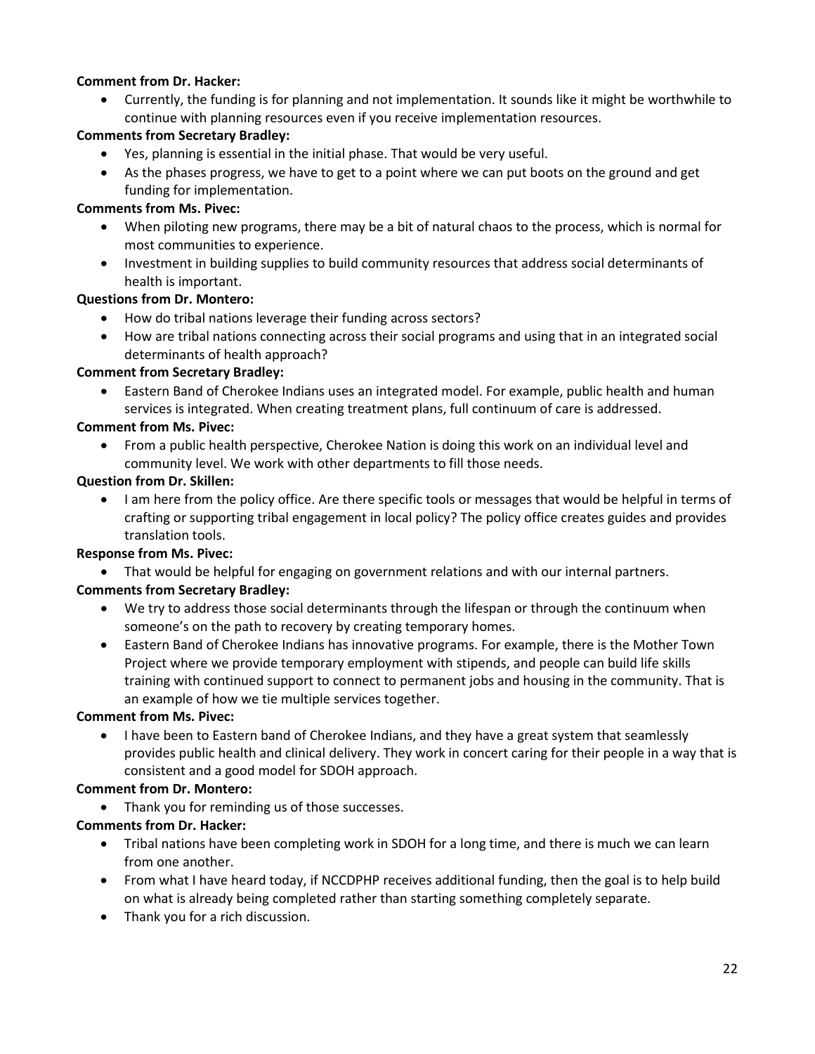**Comment from Dr. Hacker:**

- Currently, the funding is for planning and not implementation. It sounds like it might be worthwhile to continue with planning resources even if you receive implementation resources.

**Comments from Secretary Bradley:**

- Yes, planning is essential in the initial phase. That would be very useful.
- As the phases progress, we have to get to a point where we can put boots on the ground and get funding for implementation.

**Comments from Ms. Pivec:**

- When piloting new programs, there may be a bit of natural chaos to the process, which is normal for most communities to experience.
- Investment in building supplies to build community resources that address social determinants of health is important.

**Questions from Dr. Montero:**

- How do tribal nations leverage their funding across sectors?
- How are tribal nations connecting across their social programs and using that in an integrated social determinants of health approach?

**Comment from Secretary Bradley:**

- Eastern Band of Cherokee Indians uses an integrated model. For example, public health and human services is integrated. When creating treatment plans, full continuum of care is addressed.

**Comment from Ms. Pivec:**

- From a public health perspective, Cherokee Nation is doing this work on an individual level and community level. We work with other departments to fill those needs.

**Question from Dr. Skillen:**

- I am here from the policy office. Are there specific tools or messages that would be helpful in terms of crafting or supporting tribal engagement in local policy? The policy office creates guides and provides translation tools.

**Response from Ms. Pivec:**

- That would be helpful for engaging on government relations and with our internal partners.

**Comments from Secretary Bradley:**

- We try to address those social determinants through the lifespan or through the continuum when someone's on the path to recovery by creating temporary homes.
- Eastern Band of Cherokee Indians has innovative programs. For example, there is the Mother Town Project where we provide temporary employment with stipends, and people can build life skills training with continued support to connect to permanent jobs and housing in the community. That is an example of how we tie multiple services together.

**Comment from Ms. Pivec:**

- I have been to Eastern band of Cherokee Indians, and they have a great system that seamlessly provides public health and clinical delivery. They work in concert caring for their people in a way that is consistent and a good model for SDOH approach.

**Comment from Dr. Montero:**

- Thank you for reminding us of those successes.

**Comments from Dr. Hacker:**

- Tribal nations have been completing work in SDOH for a long time, and there is much we can learn from one another.
- From what I have heard today, if NCCDPHP receives additional funding, then the goal is to help build on what is already being completed rather than starting something completely separate.
- Thank you for a rich discussion.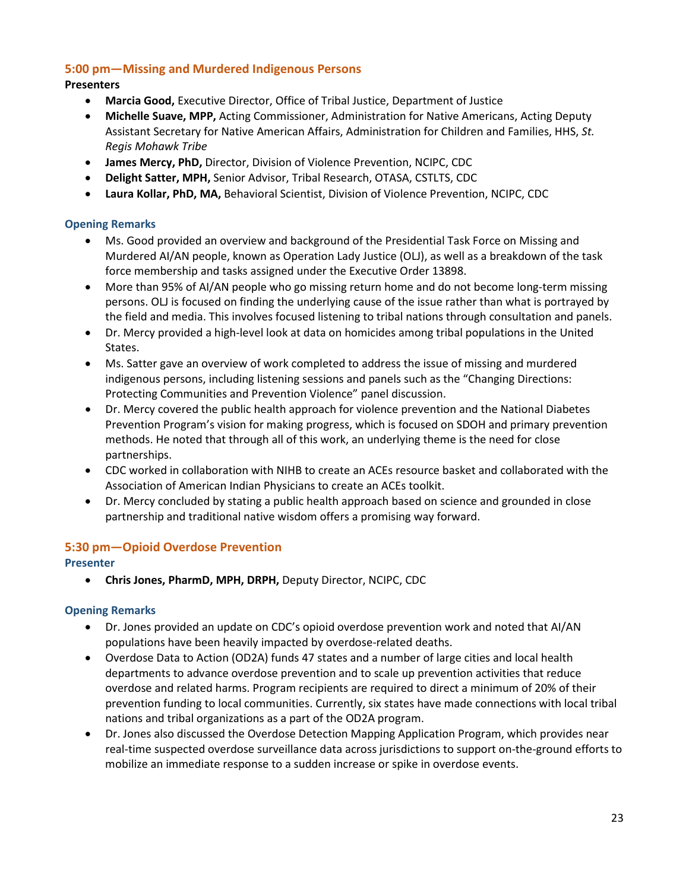### 5:00 pm—Missing and Murdered Indigenous Persons

**Presenters**

- **Marcia Good,** Executive Director, Office of Tribal Justice, Department of Justice
- **Michelle Suave, MPP,** Acting Commissioner, Administration for Native Americans, Acting Deputy Assistant Secretary for Native American Affairs, Administration for Children and Families, HHS, *St. Regis Mohawk Tribe*
- **James Mercy, PhD,** Director, Division of Violence Prevention, NCIPC, CDC
- **Delight Satter, MPH,** Senior Advisor, Tribal Research, OTASA, CSTLTS, CDC
- **Laura Kollar, PhD, MA,** Behavioral Scientist, Division of Violence Prevention, NCIPC, CDC

#### Opening Remarks

- Ms. Good provided an overview and background of the Presidential Task Force on Missing and Murdered AI/AN people, known as Operation Lady Justice (OLJ), as well as a breakdown of the task force membership and tasks assigned under the Executive Order 13898.
- More than 95% of AI/AN people who go missing return home and do not become long-term missing persons. OLJ is focused on finding the underlying cause of the issue rather than what is portrayed by the field and media. This involves focused listening to tribal nations through consultation and panels.
- Dr. Mercy provided a high-level look at data on homicides among tribal populations in the United States.
- Ms. Satter gave an overview of work completed to address the issue of missing and murdered indigenous persons, including listening sessions and panels such as the "Changing Directions: Protecting Communities and Prevention Violence" panel discussion.
- Dr. Mercy covered the public health approach for violence prevention and the National Diabetes Prevention Program's vision for making progress, which is focused on SDOH and primary prevention methods. He noted that through all of this work, an underlying theme is the need for close partnerships.
- CDC worked in collaboration with NIHB to create an ACEs resource basket and collaborated with the Association of American Indian Physicians to create an ACEs toolkit.
- Dr. Mercy concluded by stating a public health approach based on science and grounded in close partnership and traditional native wisdom offers a promising way forward.

### 5:30 pm—Opioid Overdose Prevention

#### Presenter

- **Chris Jones, PharmD, MPH, DRPH,** Deputy Director, NCIPC, CDC

#### Opening Remarks

- Dr. Jones provided an update on CDC's opioid overdose prevention work and noted that AI/AN populations have been heavily impacted by overdose-related deaths.
- Overdose Data to Action (OD2A) funds 47 states and a number of large cities and local health departments to advance overdose prevention and to scale up prevention activities that reduce overdose and related harms. Program recipients are required to direct a minimum of 20% of their prevention funding to local communities. Currently, six states have made connections with local tribal nations and tribal organizations as a part of the OD2A program.
- Dr. Jones also discussed the Overdose Detection Mapping Application Program, which provides near real-time suspected overdose surveillance data across jurisdictions to support on-the-ground efforts to mobilize an immediate response to a sudden increase or spike in overdose events.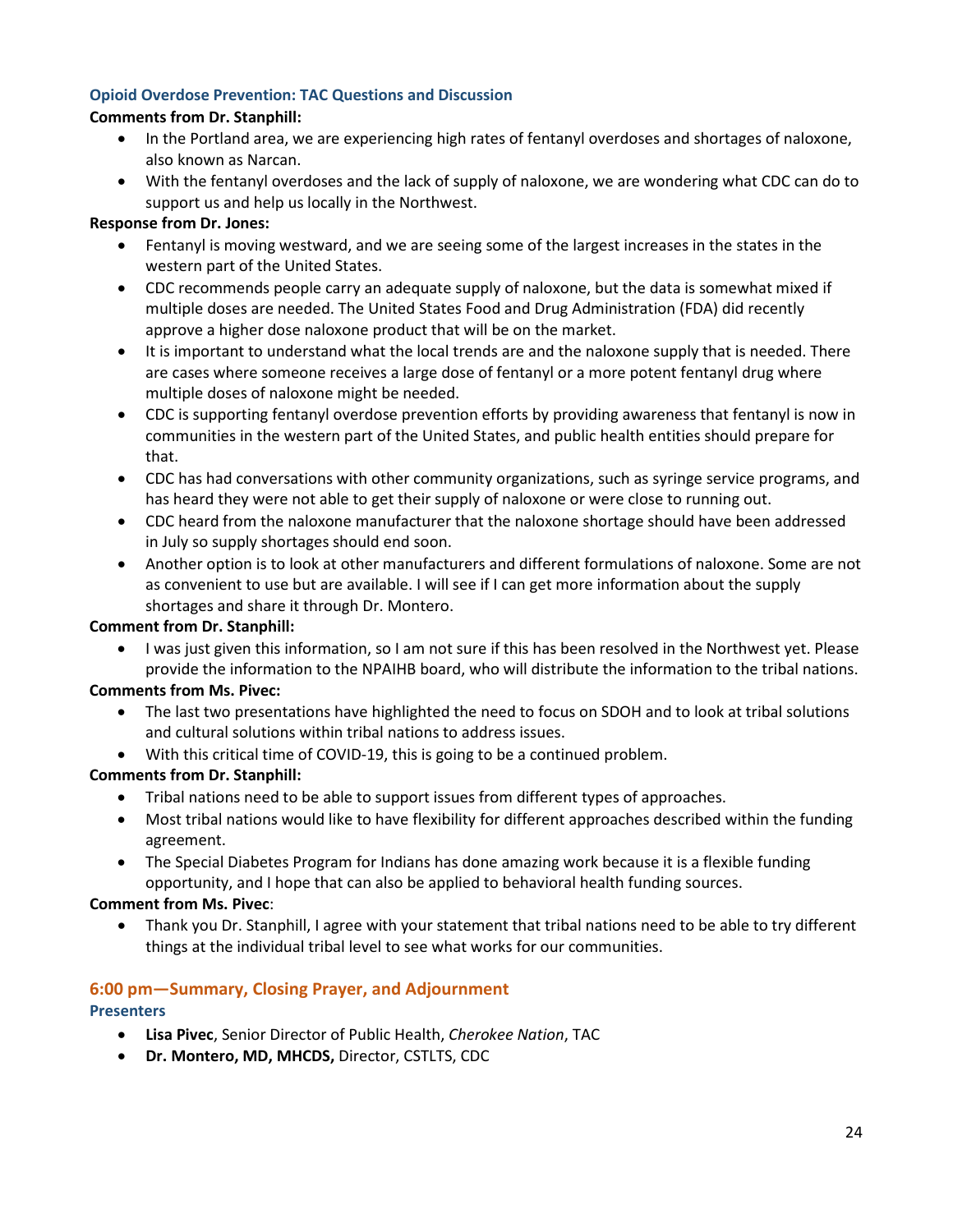### Opioid Overdose Prevention: TAC Questions and Discussion

**Comments from Dr. Stanphill:**

- In the Portland area, we are experiencing high rates of fentanyl overdoses and shortages of naloxone, also known as Narcan.
- With the fentanyl overdoses and the lack of supply of naloxone, we are wondering what CDC can do to support us and help us locally in the Northwest.

**Response from Dr. Jones:**

- Fentanyl is moving westward, and we are seeing some of the largest increases in the states in the western part of the United States.
- CDC recommends people carry an adequate supply of naloxone, but the data is somewhat mixed if multiple doses are needed. The United States Food and Drug Administration (FDA) did recently approve a higher dose naloxone product that will be on the market.
- It is important to understand what the local trends are and the naloxone supply that is needed. There are cases where someone receives a large dose of fentanyl or a more potent fentanyl drug where multiple doses of naloxone might be needed.
- CDC is supporting fentanyl overdose prevention efforts by providing awareness that fentanyl is now in communities in the western part of the United States, and public health entities should prepare for that.
- CDC has had conversations with other community organizations, such as syringe service programs, and has heard they were not able to get their supply of naloxone or were close to running out.
- CDC heard from the naloxone manufacturer that the naloxone shortage should have been addressed in July so supply shortages should end soon.
- Another option is to look at other manufacturers and different formulations of naloxone. Some are not as convenient to use but are available. I will see if I can get more information about the supply shortages and share it through Dr. Montero.

**Comment from Dr. Stanphill:**

- I was just given this information, so I am not sure if this has been resolved in the Northwest yet. Please provide the information to the NPAIHB board, who will distribute the information to the tribal nations.

**Comments from Ms. Pivec:**

- The last two presentations have highlighted the need to focus on SDOH and to look at tribal solutions and cultural solutions within tribal nations to address issues.
- With this critical time of COVID-19, this is going to be a continued problem.

**Comments from Dr. Stanphill:**

- Tribal nations need to be able to support issues from different types of approaches.
- Most tribal nations would like to have flexibility for different approaches described within the funding agreement.
- The Special Diabetes Program for Indians has done amazing work because it is a flexible funding opportunity, and I hope that can also be applied to behavioral health funding sources.

**Comment from Ms. Pivec**:

- Thank you Dr. Stanphill, I agree with your statement that tribal nations need to be able to try different things at the individual tribal level to see what works for our communities.

## 6:00 pm—Summary, Closing Prayer, and Adjournment

### Presenters

- **Lisa Pivec**, Senior Director of Public Health, *Cherokee Nation*, TAC
- **Dr. Montero, MD, MHCDS,** Director, CSTLTS, CDC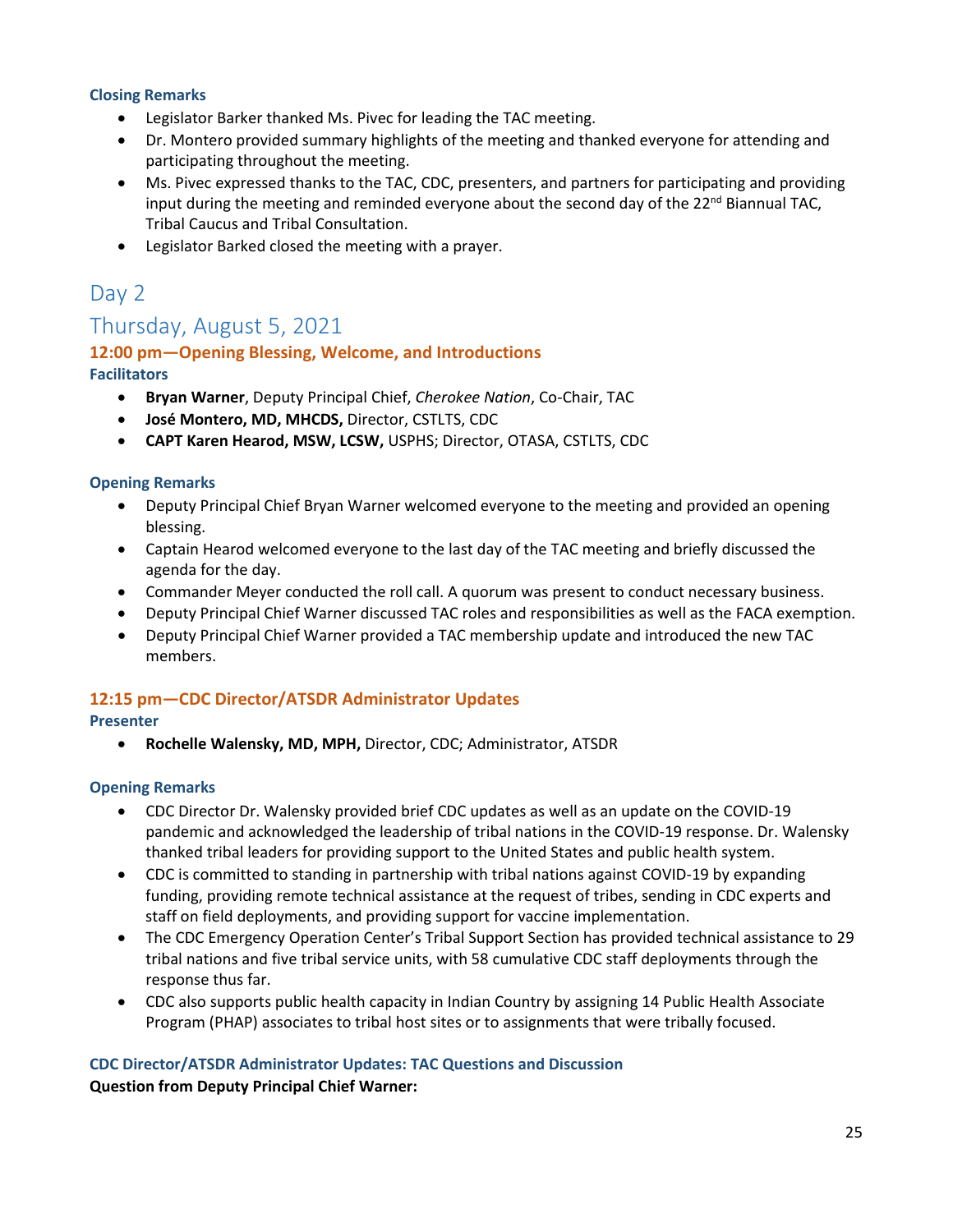### Closing Remarks

- Legislator Barker thanked Ms. Pivec for leading the TAC meeting.
- Dr. Montero provided summary highlights of the meeting and thanked everyone for attending and participating throughout the meeting.
- Ms. Pivec expressed thanks to the TAC, CDC, presenters, and partners for participating and providing input during the meeting and reminded everyone about the second day of the 22nd Biannual TAC, Tribal Caucus and Tribal Consultation.
- Legislator Barked closed the meeting with a prayer.

# Day 2

# Thursday, August 5, 2021

## 12:00 pm—Opening Blessing, Welcome, and Introductions

### Facilitators

- **Bryan Warner**, Deputy Principal Chief, *Cherokee Nation*, Co-Chair, TAC
- **José Montero, MD, MHCDS,** Director, CSTLTS, CDC
- **CAPT Karen Heard, MSW, LCSW,** USPHS; Director, OTASA, CSTLTS, CDC

### Opening Remarks

- Deputy Principal Chief Bryan Warner welcomed everyone to the meeting and provided an opening blessing.
- Captain Hearod welcomed everyone to the last day of the TAC meeting and briefly discussed the agenda for the day.
- Commander Meyer conducted the roll call. A quorum was present to conduct necessary business.
- Deputy Principal Chief Warner discussed TAC roles and responsibilities as well as the FACA exemption.
- Deputy Principal Chief Warner provided a TAC membership update and introduced the new TAC members.

## 12:15 pm—CDC Director/ATSDR Administrator Updates

### Presenter

- **Rochelle Walensky, MD, MPH,** Director, CDC; Administrator, ATSDR

### Opening Remarks

- CDC Director Dr. Walensky provided brief CDC updates as well as an update on the COVID-19 pandemic and acknowledged the leadership of tribal nations in the COVID-19 response. Dr. Walensky thanked tribal leaders for providing support to the United States and public health system.
- CDC is committed to standing in partnership with tribal nations against COVID-19 by expanding funding, providing remote technical assistance at the request of tribes, sending in CDC experts and staff on field deployments, and providing support for vaccine implementation.
- The CDC Emergency Operation Center's Tribal Support Section has provided technical assistance to 29 tribal nations and five tribal service units, with 58 cumulative CDC staff deployments through the response thus far.
- CDC also supports public health capacity in Indian Country by assigning 14 Public Health Associate Program (PHAP) associates to tribal host sites or to assignments that were tribally focused.

### CDC Director/ATSDR Administrator Updates: TAC Questions and Discussion

**Question from Deputy Principal Chief Warner:**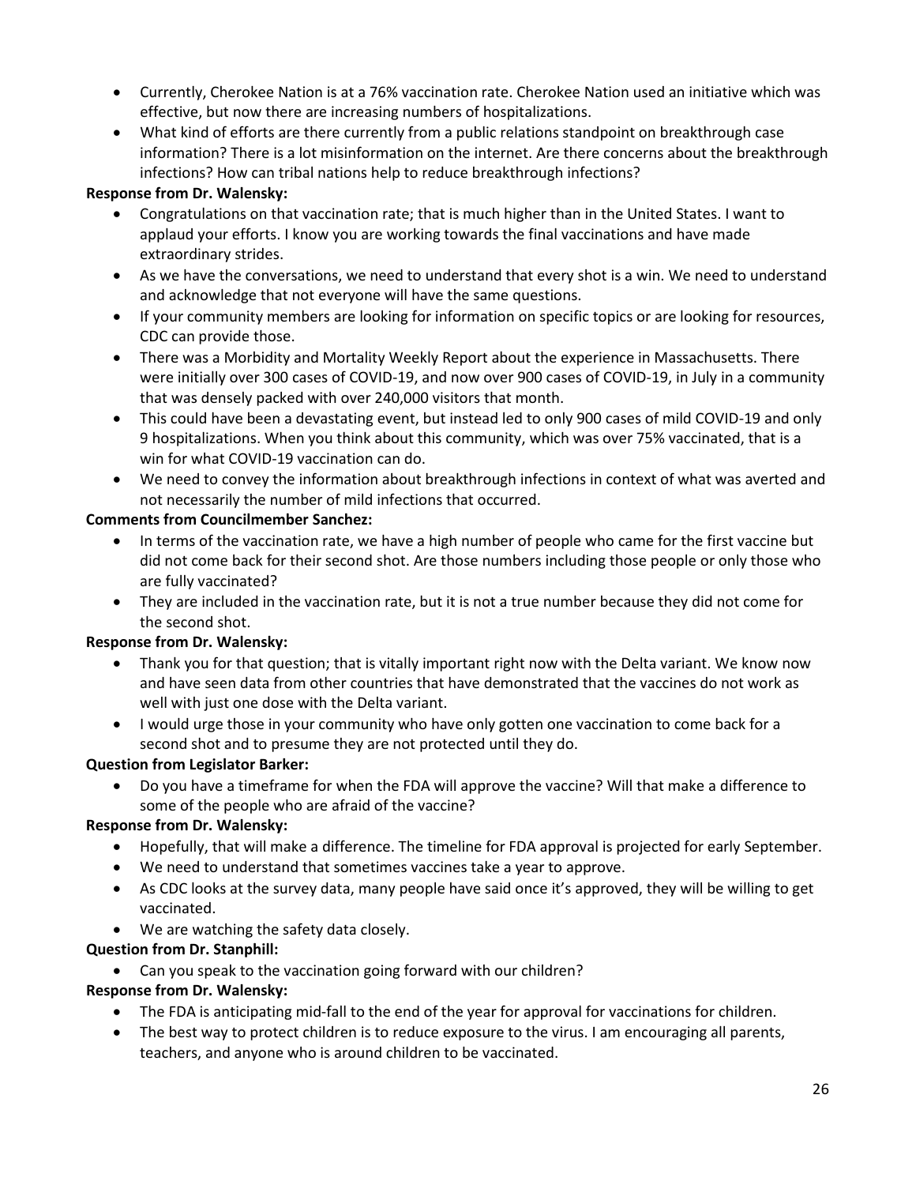- Currently, Cherokee Nation is at a 76% vaccination rate. Cherokee Nation used an initiative which was effective, but now there are increasing numbers of hospitalizations.
- What kind of efforts are there currently from a public relations standpoint on breakthrough case information? There is a lot misinformation on the internet. Are there concerns about the breakthrough infections? How can tribal nations help to reduce breakthrough infections?

**Response from Dr. Walensky:**

- Congratulations on that vaccination rate; that is much higher than in the United States. I want to applaud your efforts. I know you are working towards the final vaccinations and have made extraordinary strides.
- As we have the conversations, we need to understand that every shot is a win. We need to understand and acknowledge that not everyone will have the same questions.
- If your community members are looking for information on specific topics or are looking for resources, CDC can provide those.
- There was a Morbidity and Mortality Weekly Report about the experience in Massachusetts. There were initially over 300 cases of COVID-19, and now over 900 cases of COVID-19, in July in a community that was densely packed with over 240,000 visitors that month.
- This could have been a devastating event, but instead led to only 900 cases of mild COVID-19 and only 9 hospitalizations. When you think about this community, which was over 75% vaccinated, that is a win for what COVID-19 vaccination can do.
- We need to convey the information about breakthrough infections in context of what was averted and not necessarily the number of mild infections that occurred.

**Comments from Councilmember Sanchez:**

- In terms of the vaccination rate, we have a high number of people who came for the first vaccine but did not come back for their second shot. Are those numbers including those people or only those who are fully vaccinated?
- They are included in the vaccination rate, but it is not a true number because they did not come for the second shot.

**Response from Dr. Walensky:**

- Thank you for that question; that is vitally important right now with the Delta variant. We know now and have seen data from other countries that have demonstrated that the vaccines do not work as well with just one dose with the Delta variant.
- I would urge those in your community who have only gotten one vaccination to come back for a second shot and to presume they are not protected until they do.

**Question from Legislator Barker:**

- Do you have a timeframe for when the FDA will approve the vaccine? Will that make a difference to some of the people who are afraid of the vaccine?

**Response from Dr. Walensky:**

- Hopefully, that will make a difference. The timeline for FDA approval is projected for early September.
- We need to understand that sometimes vaccines take a year to approve.
- As CDC looks at the survey data, many people have said once it's approved, they will be willing to get vaccinated.
- We are watching the safety data closely.

**Question from Dr. Stanphill:**

- Can you speak to the vaccination going forward with our children?

**Response from Dr. Walensky:**

- The FDA is anticipating mid-fall to the end of the year for approval for vaccinations for children.
- The best way to protect children is to reduce exposure to the virus. I am encouraging all parents, teachers, and anyone who is around children to be vaccinated.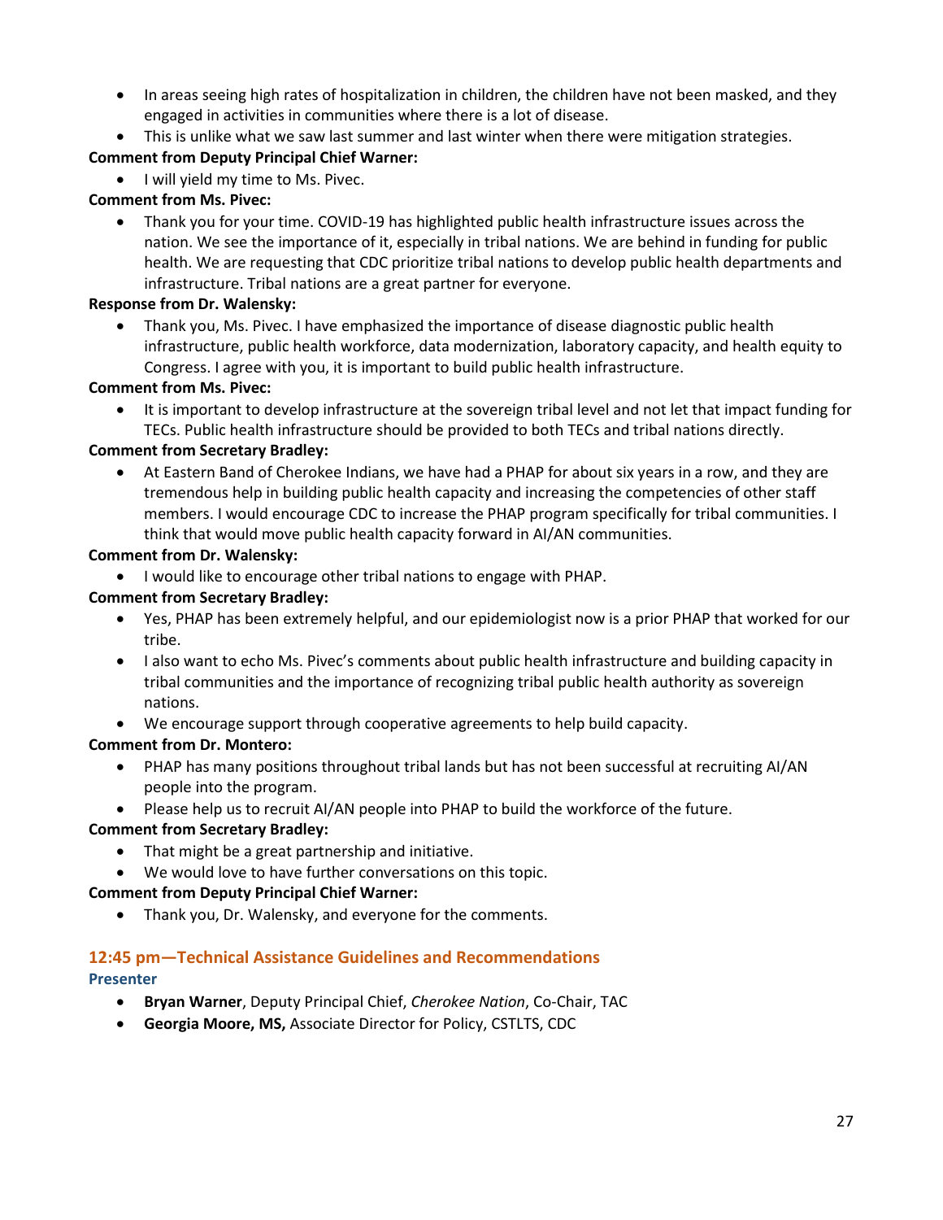- In areas seeing high rates of hospitalization in children, the children have not been masked, and they engaged in activities in communities where there is a lot of disease.
- This is unlike what we saw last summer and last winter when there were mitigation strategies.

**Comment from Deputy Principal Chief Warner:**

- I will yield my time to Ms. Pivec.

**Comment from Ms. Pivec:**

- Thank you for your time. COVID-19 has highlighted public health infrastructure issues across the nation. We see the importance of it, especially in tribal nations. We are behind in funding for public health. We are requesting that CDC prioritize tribal nations to develop public health departments and infrastructure. Tribal nations are a great partner for everyone.

**Response from Dr. Walensky:**

- Thank you, Ms. Pivec. I have emphasized the importance of disease diagnostic public health infrastructure, public health workforce, data modernization, laboratory capacity, and health equity to Congress. I agree with you, it is important to build public health infrastructure.

**Comment from Ms. Pivec:**

- It is important to develop infrastructure at the sovereign tribal level and not let that impact funding for TECs. Public health infrastructure should be provided to both TECs and tribal nations directly.

**Comment from Secretary Bradley:**

- At Eastern Band of Cherokee Indians, we have had a PHAP for about six years in a row, and they are tremendous help in building public health capacity and increasing the competencies of other staff members. I would encourage CDC to increase the PHAP program specifically for tribal communities. I think that would move public health capacity forward in AI/AN communities.

**Comment from Dr. Walensky:**

- I would like to encourage other tribal nations to engage with PHAP.

**Comment from Secretary Bradley:**

- Yes, PHAP has been extremely helpful, and our epidemiologist now is a prior PHAP that worked for our tribe.
- I also want to echo Ms. Pivec's comments about public health infrastructure and building capacity in tribal communities and the importance of recognizing tribal public health authority as sovereign nations.
- We encourage support through cooperative agreements to help build capacity.

**Comment from Dr. Montero:**

- PHAP has many positions throughout tribal lands but has not been successful at recruiting AI/AN people into the program.
- Please help us to recruit AI/AN people into PHAP to build the workforce of the future.

**Comment from Secretary Bradley:**

- That might be a great partnership and initiative.
- We would love to have further conversations on this topic.

**Comment from Deputy Principal Chief Warner:**

- Thank you, Dr. Walensky, and everyone for the comments.

## 12:45 pm—Technical Assistance Guidelines and Recommendations

### Presenter

- **Bryan Warner**, Deputy Principal Chief, *Cherokee Nation*, Co-Chair, TAC
- **Georgia Moore, MS,** Associate Director for Policy, CSTLTS, CDC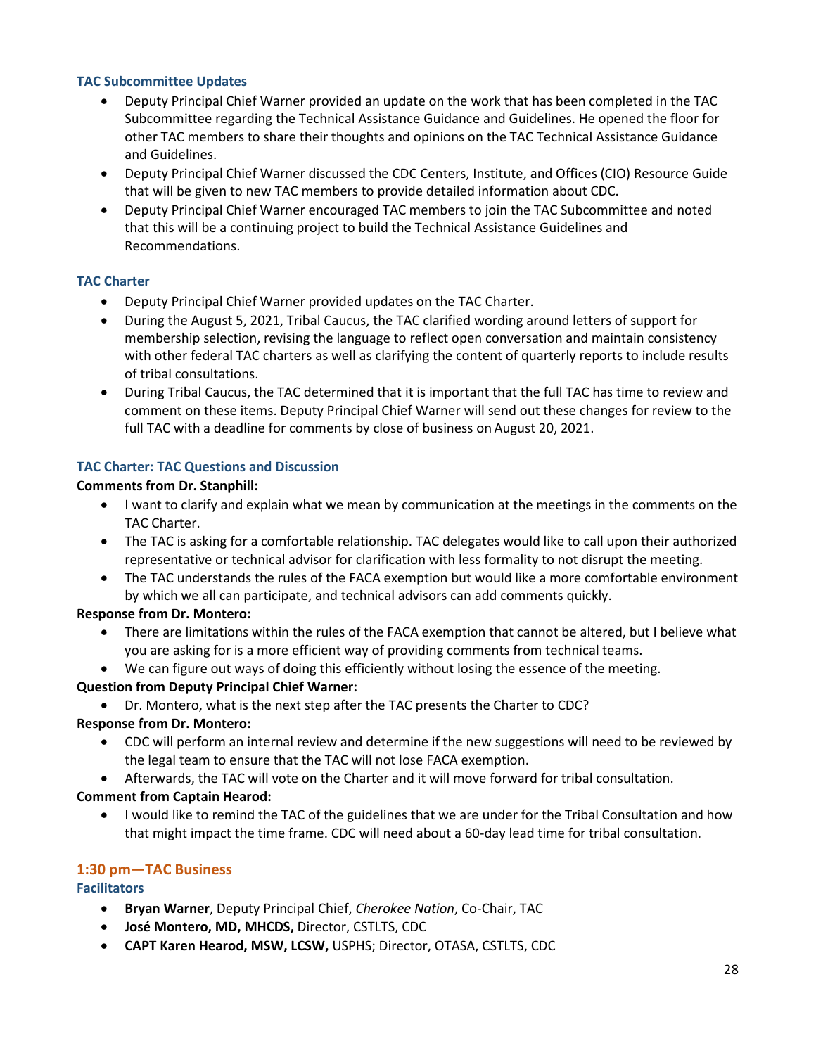### TAC Subcommittee Updates

- Deputy Principal Chief Warner provided an update on the work that has been completed in the TAC Subcommittee regarding the Technical Assistance Guidance and Guidelines. He opened the floor for other TAC members to share their thoughts and opinions on the TAC Technical Assistance Guidance and Guidelines.
- Deputy Principal Chief Warner discussed the CDC Centers, Institute, and Offices (CIO) Resource Guide that will be given to new TAC members to provide detailed information about CDC.
- Deputy Principal Chief Warner encouraged TAC members to join the TAC Subcommittee and noted that this will be a continuing project to build the Technical Assistance Guidelines and Recommendations.

### TAC Charter

- Deputy Principal Chief Warner provided updates on the TAC Charter.
- During the August 5, 2021, Tribal Caucus, the TAC clarified wording around letters of support for membership selection, revising the language to reflect open conversation and maintain consistency with other federal TAC charters as well as clarifying the content of quarterly reports to include results of tribal consultations.
- During Tribal Caucus, the TAC determined that it is important that the full TAC has time to review and comment on these items. Deputy Principal Chief Warner will send out these changes for review to the full TAC with a deadline for comments by close of business on August 20, 2021.

### TAC Charter: TAC Questions and Discussion

**Comments from Dr. Stanphill:**

- I want to clarify and explain what we mean by communication at the meetings in the comments on the TAC Charter.
- The TAC is asking for a comfortable relationship. TAC delegates would like to call upon their authorized representative or technical advisor for clarification with less formality to not disrupt the meeting.
- The TAC understands the rules of the FACA exemption but would like a more comfortable environment by which we all can participate, and technical advisors can add comments quickly.

**Response from Dr. Montero:**

- There are limitations within the rules of the FACA exemption that cannot be altered, but I believe what you are asking for is a more efficient way of providing comments from technical teams.
- We can figure out ways of doing this efficiently without losing the essence of the meeting.

**Question from Deputy Principal Chief Warner:**

- Dr. Montero, what is the next step after the TAC presents the Charter to CDC?

**Response from Dr. Montero:**

- CDC will perform an internal review and determine if the new suggestions will need to be reviewed by the legal team to ensure that the TAC will not lose FACA exemption.
- Afterwards, the TAC will vote on the Charter and it will move forward for tribal consultation.

**Comment from Captain Hearod:**

- I would like to remind the TAC of the guidelines that we are under for the Tribal Consultation and how that might impact the time frame. CDC will need about a 60-day lead time for tribal consultation.

## 1:30 pm—TAC Business

### Facilitators

- **Bryan Warner**, Deputy Principal Chief, *Cherokee Nation*, Co-Chair, TAC
- **José Montero, MD, MHCDS,** Director, CSTLTS, CDC
- **CAPT Karen Hearod, MSW, LCSW,** USPHS; Director, OTASA, CSTLTS, CDC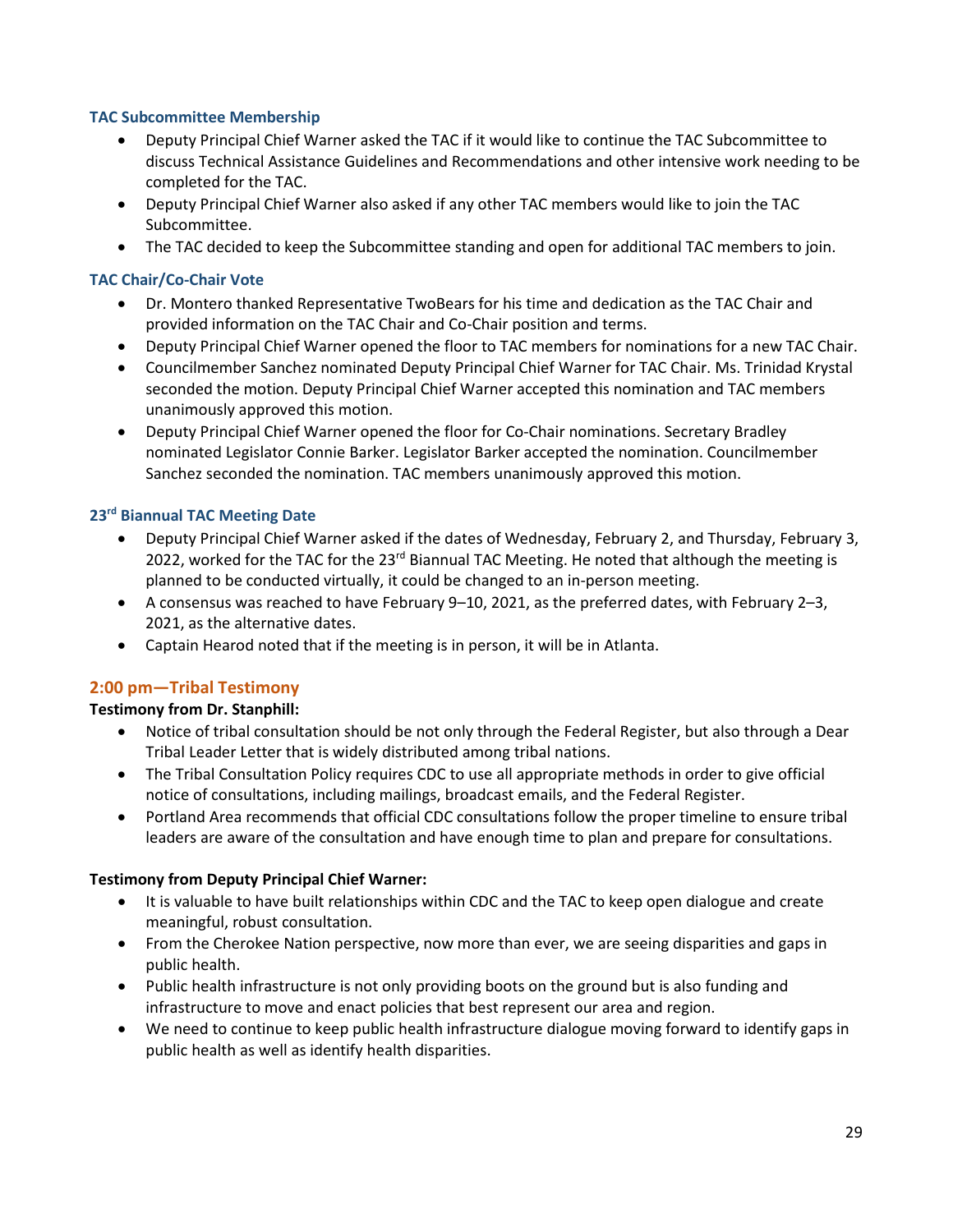### TAC Subcommittee Membership

- Deputy Principal Chief Warner asked the TAC if it would like to continue the TAC Subcommittee to discuss Technical Assistance Guidelines and Recommendations and other intensive work needing to be completed for the TAC.
- Deputy Principal Chief Warner also asked if any other TAC members would like to join the TAC Subcommittee.
- The TAC decided to keep the Subcommittee standing and open for additional TAC members to join.

### TAC Chair/Co-Chair Vote

- Dr. Montero thanked Representative TwoBears for his time and dedication as the TAC Chair and provided information on the TAC Chair and Co-Chair position and terms.
- Deputy Principal Chief Warner opened the floor to TAC members for nominations for a new TAC Chair.
- Councilmember Sanchez nominated Deputy Principal Chief Warner for TAC Chair. Ms. Trinidad Krystal seconded the motion. Deputy Principal Chief Warner accepted this nomination and TAC members unanimously approved this motion.
- Deputy Principal Chief Warner opened the floor for Co-Chair nominations. Secretary Bradley nominated Legislator Connie Barker. Legislator Barker accepted the nomination. Councilmember Sanchez seconded the nomination. TAC members unanimously approved this motion.

### 23rd Biannual TAC Meeting Date

- Deputy Principal Chief Warner asked if the dates of Wednesday, February 2, and Thursday, February 3, 2022, worked for the TAC for the 23rd Biannual TAC Meeting. He noted that although the meeting is planned to be conducted virtually, it could be changed to an in-person meeting.
- A consensus was reached to have February 9–10, 2021, as the preferred dates, with February 2–3, 2021, as the alternative dates.
- Captain Hearod noted that if the meeting is in person, it will be in Atlanta.

## 2:00 pm—Tribal Testimony

**Testimony from Dr. Stanphill:**

- Notice of tribal consultation should be not only through the Federal Register, but also through a Dear Tribal Leader Letter that is widely distributed among tribal nations.
- The Tribal Consultation Policy requires CDC to use all appropriate methods in order to give official notice of consultations, including mailings, broadcast emails, and the Federal Register.
- Portland Area recommends that official CDC consultations follow the proper timeline to ensure tribal leaders are aware of the consultation and have enough time to plan and prepare for consultations.

**Testimony from Deputy Principal Chief Warner:**

- It is valuable to have built relationships within CDC and the TAC to keep open dialogue and create meaningful, robust consultation.
- From the Cherokee Nation perspective, now more than ever, we are seeing disparities and gaps in public health.
- Public health infrastructure is not only providing boots on the ground but is also funding and infrastructure to move and enact policies that best represent our area and region.
- We need to continue to keep public health infrastructure dialogue moving forward to identify gaps in public health as well as identify health disparities.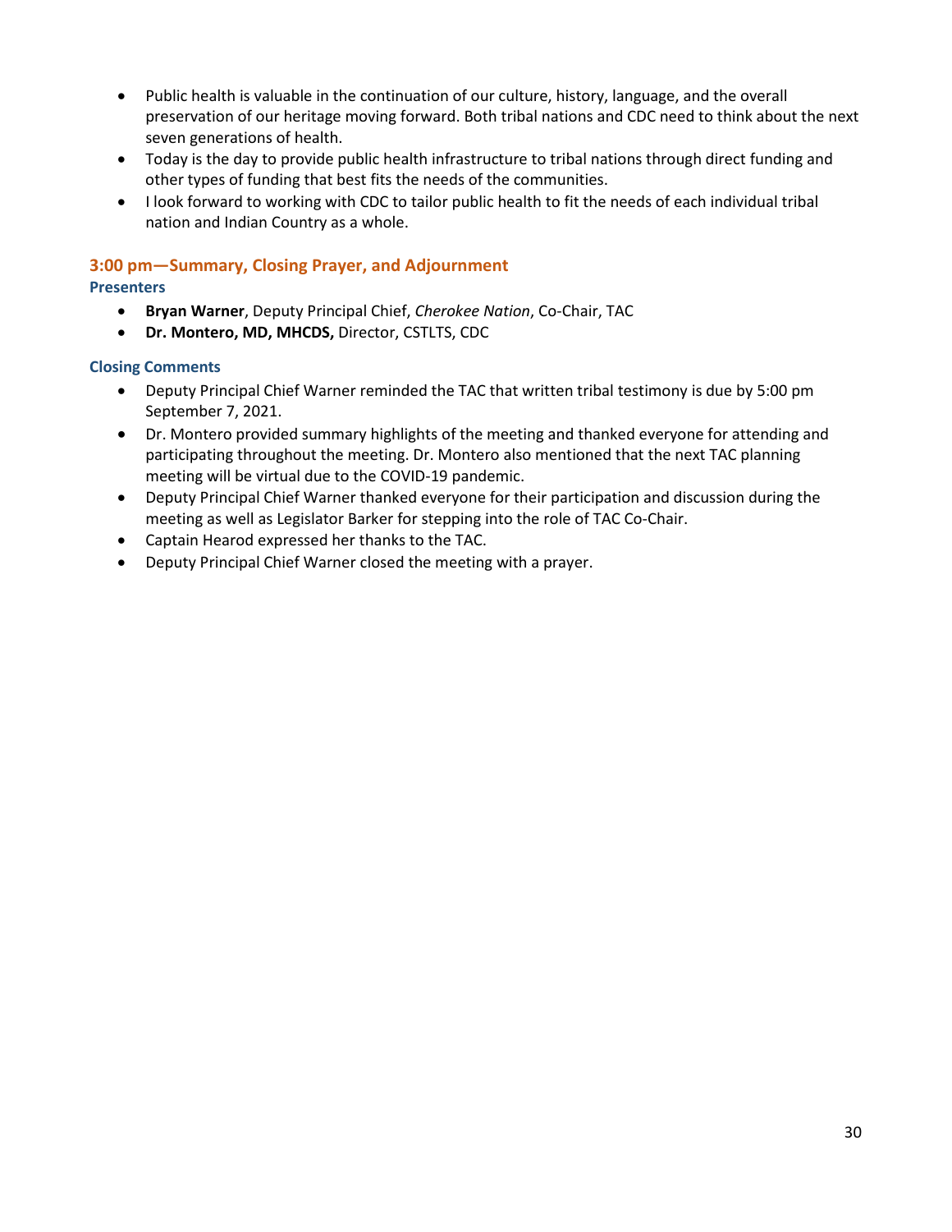- Public health is valuable in the continuation of our culture, history, language, and the overall preservation of our heritage moving forward. Both tribal nations and CDC need to think about the next seven generations of health.
- Today is the day to provide public health infrastructure to tribal nations through direct funding and other types of funding that best fits the needs of the communities.
- I look forward to working with CDC to tailor public health to fit the needs of each individual tribal nation and Indian Country as a whole.

## 3:00 pm—Summary, Closing Prayer, and Adjournment

### Presenters

- **Bryan Warner**, Deputy Principal Chief, *Cherokee Nation*, Co-Chair, TAC
- **Dr. Montero, MD, MHCDS,** Director, CSTLTS, CDC

### Closing Comments

- Deputy Principal Chief Warner reminded the TAC that written tribal testimony is due by 5:00 pm September 7, 2021.
- Dr. Montero provided summary highlights of the meeting and thanked everyone for attending and participating throughout the meeting. Dr. Montero also mentioned that the next TAC planning meeting will be virtual due to the COVID-19 pandemic.
- Deputy Principal Chief Warner thanked everyone for their participation and discussion during the meeting as well as Legislator Barker for stepping into the role of TAC Co-Chair.
- Captain Hearod expressed her thanks to the TAC.
- Deputy Principal Chief Warner closed the meeting with a prayer.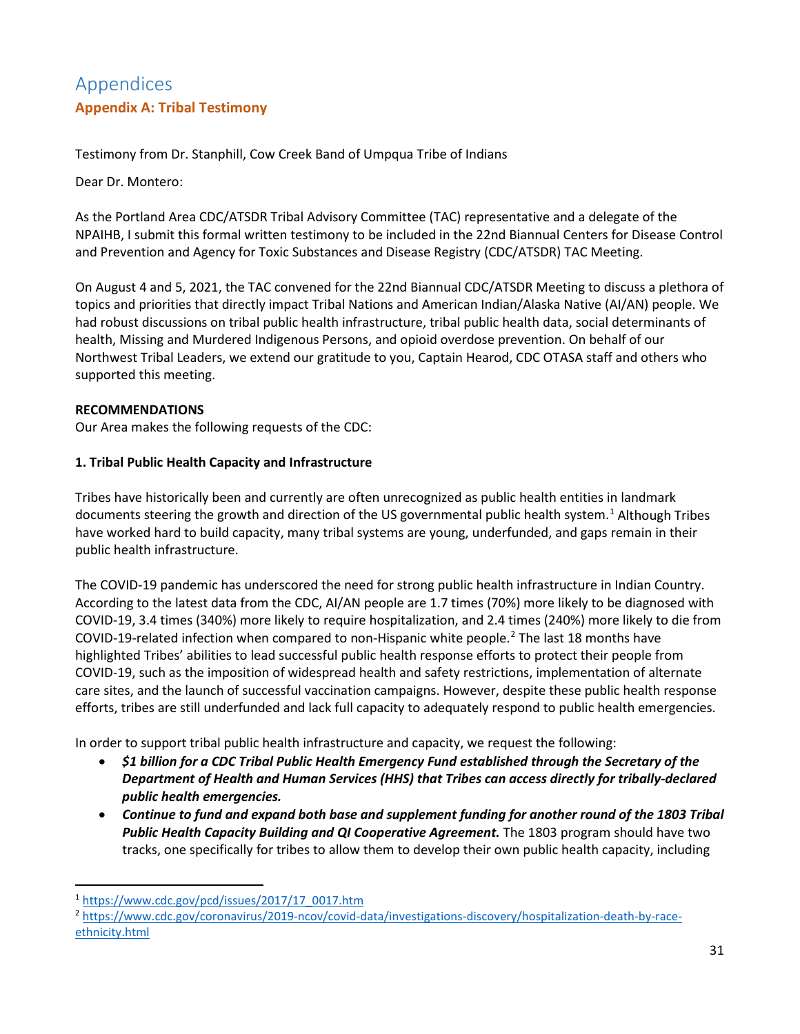# Appendices

## Appendix A: Tribal Testimony

Testimony from Dr. Stanphill, Cow Creek Band of Umpqua Tribe of Indians

Dear Dr. Montero:

As the Portland Area CDC/ATSDR Tribal Advisory Committee (TAC) representative and a delegate of the NPAIHB, I submit this formal written testimony to be included in the 22nd Biannual Centers for Disease Control and Prevention and Agency for Toxic Substances and Disease Registry (CDC/ATSDR) TAC Meeting.

On August 4 and 5, 2021, the TAC convened for the 22nd Biannual CDC/ATSDR Meeting to discuss a plethora of topics and priorities that directly impact Tribal Nations and American Indian/Alaska Native (AI/AN) people. We had robust discussions on tribal public health infrastructure, tribal public health data, social determinants of health, Missing and Murdered Indigenous Persons, and opioid overdose prevention. On behalf of our Northwest Tribal Leaders, we extend our gratitude to you, Captain Hearod, CDC OTASA staff and others who supported this meeting.

**RECOMMENDATIONS**

Our Area makes the following requests of the CDC:

**1. Tribal Public Health Capacity and Infrastructure**

Tribes have historically been and currently are often unrecognized as public health entities in landmark documents steering the growth and direction of the US governmental public health system.[1] Although Tribes have worked hard to build capacity, many tribal systems are young, underfunded, and gaps remain in their public health infrastructure.

The COVID-19 pandemic has underscored the need for strong public health infrastructure in Indian Country. According to the latest data from the CDC, AI/AN people are 1.7 times (70%) more likely to be diagnosed with COVID-19, 3.4 times (340%) more likely to require hospitalization, and 2.4 times (240%) more likely to die from COVID-19-related infection when compared to non-Hispanic white people.[2] The last 18 months have highlighted Tribes' abilities to lead successful public health response efforts to protect their people from COVID-19, such as the imposition of widespread health and safety restrictions, implementation of alternate care sites, and the launch of successful vaccination campaigns. However, despite these public health response efforts, tribes are still underfunded and lack full capacity to adequately respond to public health emergencies.

In order to support tribal public health infrastructure and capacity, we request the following:

- ***$1 billion for a CDC Tribal Public Health Emergency Fund established through the Secretary of the Department of Health and Human Services (HHS) that Tribes can access directly for tribally-declared public health emergencies.***
- ***Continue to fund and expand both base and supplement funding for another round of the 1803 Tribal Public Health Capacity Building and QI Cooperative Agreement.*** The 1803 program should have two tracks, one specifically for tribes to allow them to develop their own public health capacity, including

---

[1] https://www.cdc.gov/pcd/issues/2017/17_0017.htm

[2] https://www.cdc.gov/coronavirus/2019-ncov/covid-data/investigations-discovery/hospitalization-death-by-race-ethnicity.html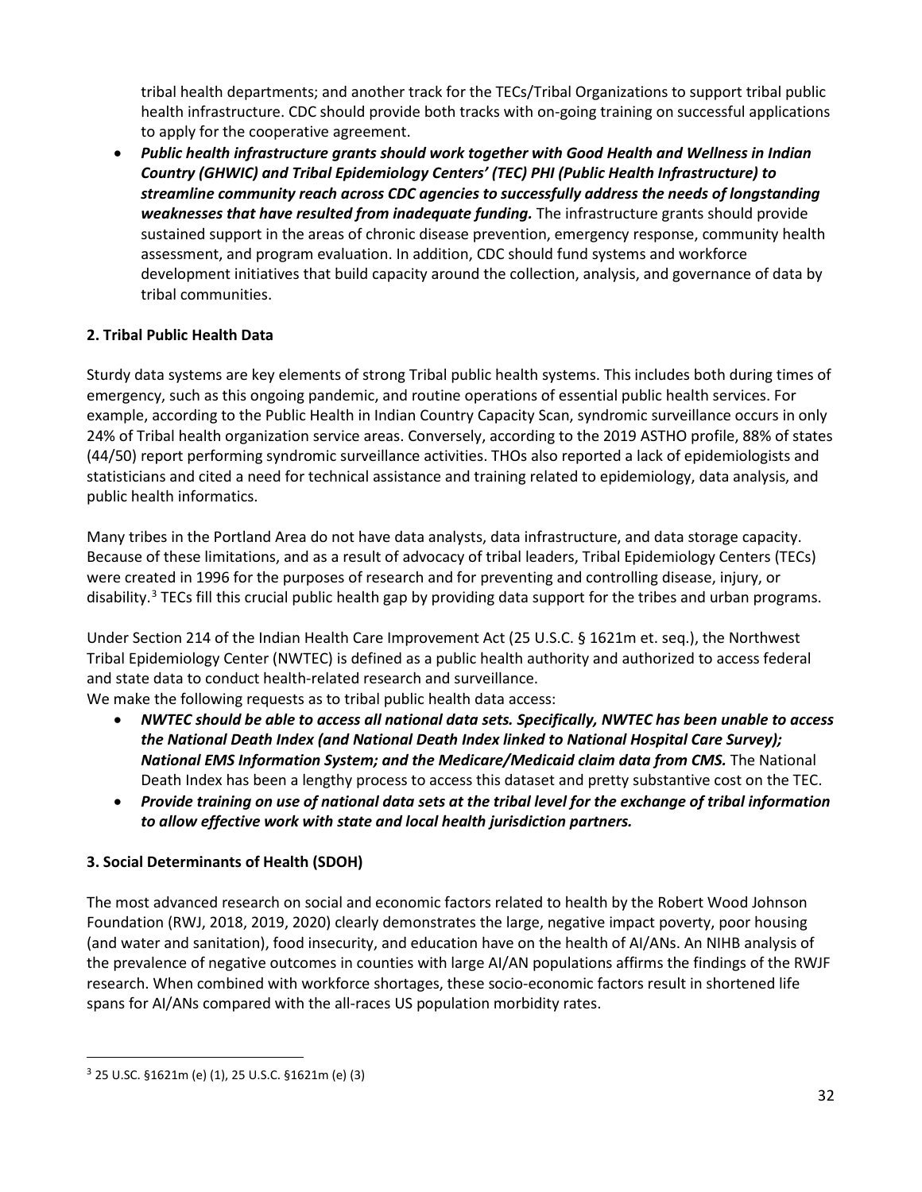tribal health departments; and another track for the TECs/Tribal Organizations to support tribal public health infrastructure. CDC should provide both tracks with on-going training on successful applications to apply for the cooperative agreement.

- ***Public health infrastructure grants should work together with Good Health and Wellness in Indian Country (GHWIC) and Tribal Epidemiology Centers' (TEC) PHI (Public Health Infrastructure) to streamline community reach across CDC agencies to successfully address the needs of longstanding weaknesses that have resulted from inadequate funding.*** The infrastructure grants should provide sustained support in the areas of chronic disease prevention, emergency response, community health assessment, and program evaluation. In addition, CDC should fund systems and workforce development initiatives that build capacity around the collection, analysis, and governance of data by tribal communities.

**2. Tribal Public Health Data**

Sturdy data systems are key elements of strong Tribal public health systems. This includes both during times of emergency, such as this ongoing pandemic, and routine operations of essential public health services. For example, according to the Public Health in Indian Country Capacity Scan, syndromic surveillance occurs in only 24% of Tribal health organization service areas. Conversely, according to the 2019 ASTHO profile, 88% of states (44/50) report performing syndromic surveillance activities. THOs also reported a lack of epidemiologists and statisticians and cited a need for technical assistance and training related to epidemiology, data analysis, and public health informatics.

Many tribes in the Portland Area do not have data analysts, data infrastructure, and data storage capacity. Because of these limitations, and as a result of advocacy of tribal leaders, Tribal Epidemiology Centers (TECs) were created in 1996 for the purposes of research and for preventing and controlling disease, injury, or disability.[3] TECs fill this crucial public health gap by providing data support for the tribes and urban programs.

Under Section 214 of the Indian Health Care Improvement Act (25 U.S.C. § 1621m et. seq.), the Northwest Tribal Epidemiology Center (NWTEC) is defined as a public health authority and authorized to access federal and state data to conduct health-related research and surveillance.
We make the following requests as to tribal public health data access:

- ***NWTEC should be able to access all national data sets. Specifically, NWTEC has been unable to access the National Death Index (and National Death Index linked to National Hospital Care Survey); National EMS Information System; and the Medicare/Medicaid claim data from CMS.*** The National Death Index has been a lengthy process to access this dataset and pretty substantive cost on the TEC.
- ***Provide training on use of national data sets at the tribal level for the exchange of tribal information to allow effective work with state and local health jurisdiction partners.***

**3. Social Determinants of Health (SDOH)**

The most advanced research on social and economic factors related to health by the Robert Wood Johnson Foundation (RWJ, 2018, 2019, 2020) clearly demonstrates the large, negative impact poverty, poor housing (and water and sanitation), food insecurity, and education have on the health of AI/ANs. An NIHB analysis of the prevalence of negative outcomes in counties with large AI/AN populations affirms the findings of the RWJF research. When combined with workforce shortages, these socio-economic factors result in shortened life spans for AI/ANs compared with the all-races US population morbidity rates.

---

[3] 25 U.SC. §1621m (e) (1), 25 U.S.C. §1621m (e) (3)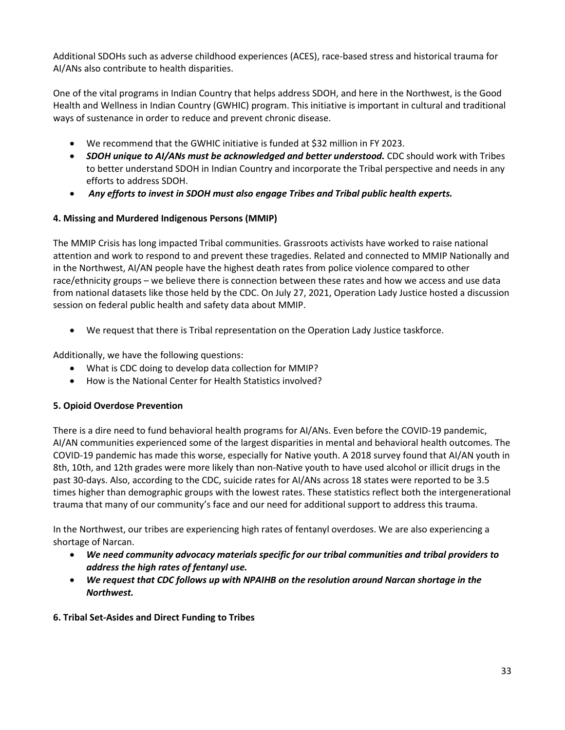Additional SDOHs such as adverse childhood experiences (ACES), race-based stress and historical trauma for AI/ANs also contribute to health disparities.

One of the vital programs in Indian Country that helps address SDOH, and here in the Northwest, is the Good Health and Wellness in Indian Country (GWHIC) program. This initiative is important in cultural and traditional ways of sustenance in order to reduce and prevent chronic disease.

- We recommend that the GWHIC initiative is funded at $32 million in FY 2023.
- ***SDOH unique to AI/ANs must be acknowledged and better understood.*** CDC should work with Tribes to better understand SDOH in Indian Country and incorporate the Tribal perspective and needs in any efforts to address SDOH.
- ***Any efforts to invest in SDOH must also engage Tribes and Tribal public health experts.***

**4. Missing and Murdered Indigenous Persons (MMIP)**

The MMIP Crisis has long impacted Tribal communities. Grassroots activists have worked to raise national attention and work to respond to and prevent these tragedies. Related and connected to MMIP Nationally and in the Northwest, AI/AN people have the highest death rates from police violence compared to other race/ethnicity groups – we believe there is connection between these rates and how we access and use data from national datasets like those held by the CDC. On July 27, 2021, Operation Lady Justice hosted a discussion session on federal public health and safety data about MMIP.

- We request that there is Tribal representation on the Operation Lady Justice taskforce.

Additionally, we have the following questions:

- What is CDC doing to develop data collection for MMIP?
- How is the National Center for Health Statistics involved?

**5. Opioid Overdose Prevention**

There is a dire need to fund behavioral health programs for AI/ANs. Even before the COVID-19 pandemic, AI/AN communities experienced some of the largest disparities in mental and behavioral health outcomes. The COVID-19 pandemic has made this worse, especially for Native youth. A 2018 survey found that AI/AN youth in 8th, 10th, and 12th grades were more likely than non-Native youth to have used alcohol or illicit drugs in the past 30-days. Also, according to the CDC, suicide rates for AI/ANs across 18 states were reported to be 3.5 times higher than demographic groups with the lowest rates. These statistics reflect both the intergenerational trauma that many of our community's face and our need for additional support to address this trauma.

In the Northwest, our tribes are experiencing high rates of fentanyl overdoses. We are also experiencing a shortage of Narcan.

- ***We need community advocacy materials specific for our tribal communities and tribal providers to address the high rates of fentanyl use.***
- ***We request that CDC follows up with NPAIHB on the resolution around Narcan shortage in the Northwest.***

**6. Tribal Set-Asides and Direct Funding to Tribes**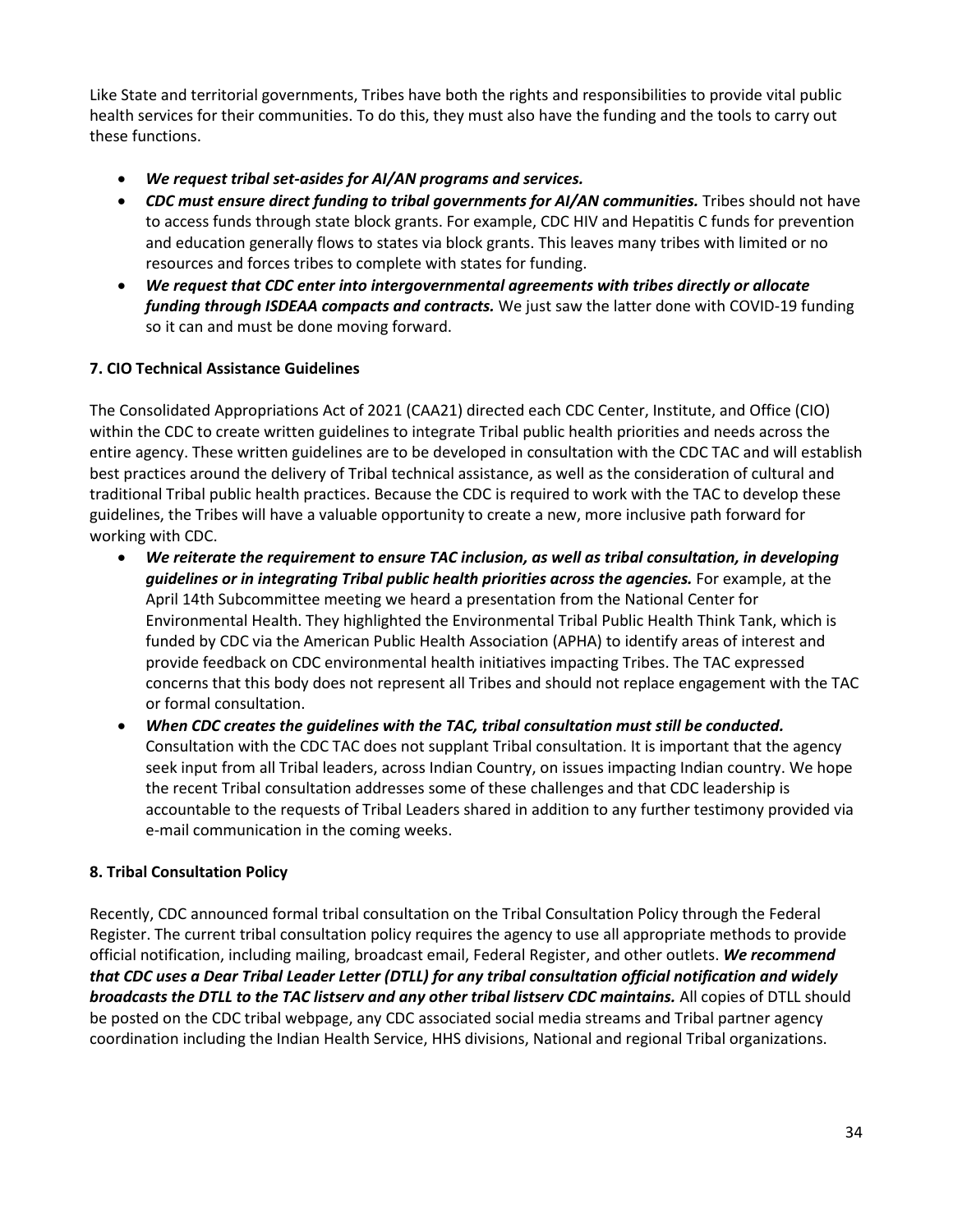Like State and territorial governments, Tribes have both the rights and responsibilities to provide vital public health services for their communities. To do this, they must also have the funding and the tools to carry out these functions.

- ***We request tribal set-asides for AI/AN programs and services.***
- ***CDC must ensure direct funding to tribal governments for AI/AN communities.*** Tribes should not have to access funds through state block grants. For example, CDC HIV and Hepatitis C funds for prevention and education generally flows to states via block grants. This leaves many tribes with limited or no resources and forces tribes to complete with states for funding.
- ***We request that CDC enter into intergovernmental agreements with tribes directly or allocate funding through ISDEAA compacts and contracts.*** We just saw the latter done with COVID-19 funding so it can and must be done moving forward.

### 7. CIO Technical Assistance Guidelines

The Consolidated Appropriations Act of 2021 (CAA21) directed each CDC Center, Institute, and Office (CIO) within the CDC to create written guidelines to integrate Tribal public health priorities and needs across the entire agency. These written guidelines are to be developed in consultation with the CDC TAC and will establish best practices around the delivery of Tribal technical assistance, as well as the consideration of cultural and traditional Tribal public health practices. Because the CDC is required to work with the TAC to develop these guidelines, the Tribes will have a valuable opportunity to create a new, more inclusive path forward for working with CDC.

- ***We reiterate the requirement to ensure TAC inclusion, as well as tribal consultation, in developing guidelines or in integrating Tribal public health priorities across the agencies.*** For example, at the April 14th Subcommittee meeting we heard a presentation from the National Center for Environmental Health. They highlighted the Environmental Tribal Public Health Think Tank, which is funded by CDC via the American Public Health Association (APHA) to identify areas of interest and provide feedback on CDC environmental health initiatives impacting Tribes. The TAC expressed concerns that this body does not represent all Tribes and should not replace engagement with the TAC or formal consultation.
- ***When CDC creates the guidelines with the TAC, tribal consultation must still be conducted.*** Consultation with the CDC TAC does not supplant Tribal consultation. It is important that the agency seek input from all Tribal leaders, across Indian Country, on issues impacting Indian country. We hope the recent Tribal consultation addresses some of these challenges and that CDC leadership is accountable to the requests of Tribal Leaders shared in addition to any further testimony provided via e-mail communication in the coming weeks.

### 8. Tribal Consultation Policy

Recently, CDC announced formal tribal consultation on the Tribal Consultation Policy through the Federal Register. The current tribal consultation policy requires the agency to use all appropriate methods to provide official notification, including mailing, broadcast email, Federal Register, and other outlets. ***We recommend that CDC uses a Dear Tribal Leader Letter (DTLL) for any tribal consultation official notification and widely broadcasts the DTLL to the TAC listserv and any other tribal listserv CDC maintains.*** All copies of DTLL should be posted on the CDC tribal webpage, any CDC associated social media streams and Tribal partner agency coordination including the Indian Health Service, HHS divisions, National and regional Tribal organizations.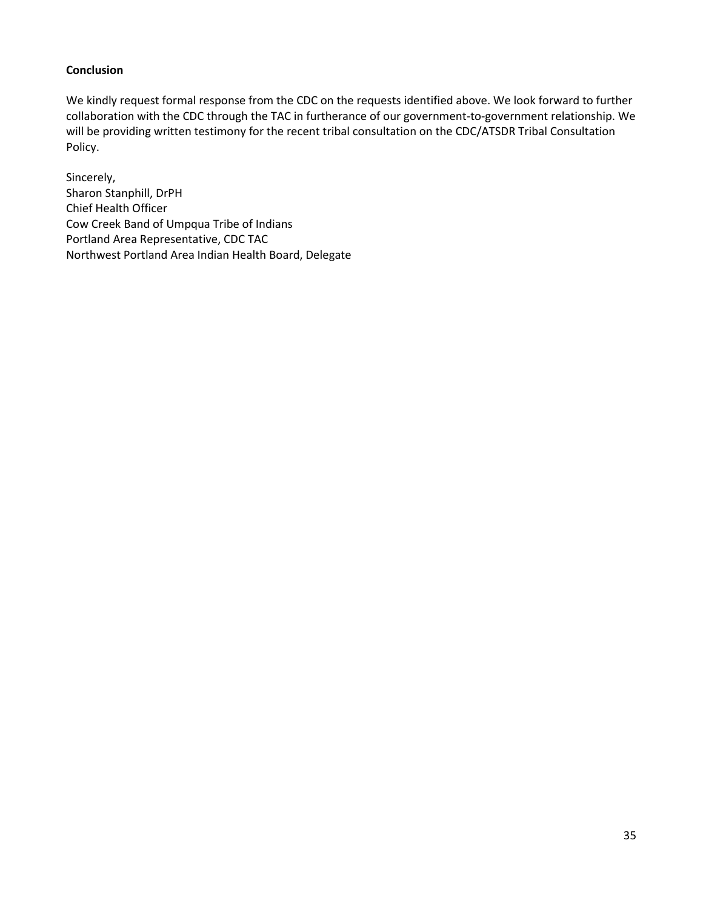**Conclusion**

We kindly request formal response from the CDC on the requests identified above. We look forward to further collaboration with the CDC through the TAC in furtherance of our government-to-government relationship. We will be providing written testimony for the recent tribal consultation on the CDC/ATSDR Tribal Consultation Policy.

Sincerely,
Sharon Stanphill, DrPH
Chief Health Officer
Cow Creek Band of Umpqua Tribe of Indians
Portland Area Representative, CDC TAC
Northwest Portland Area Indian Health Board, Delegate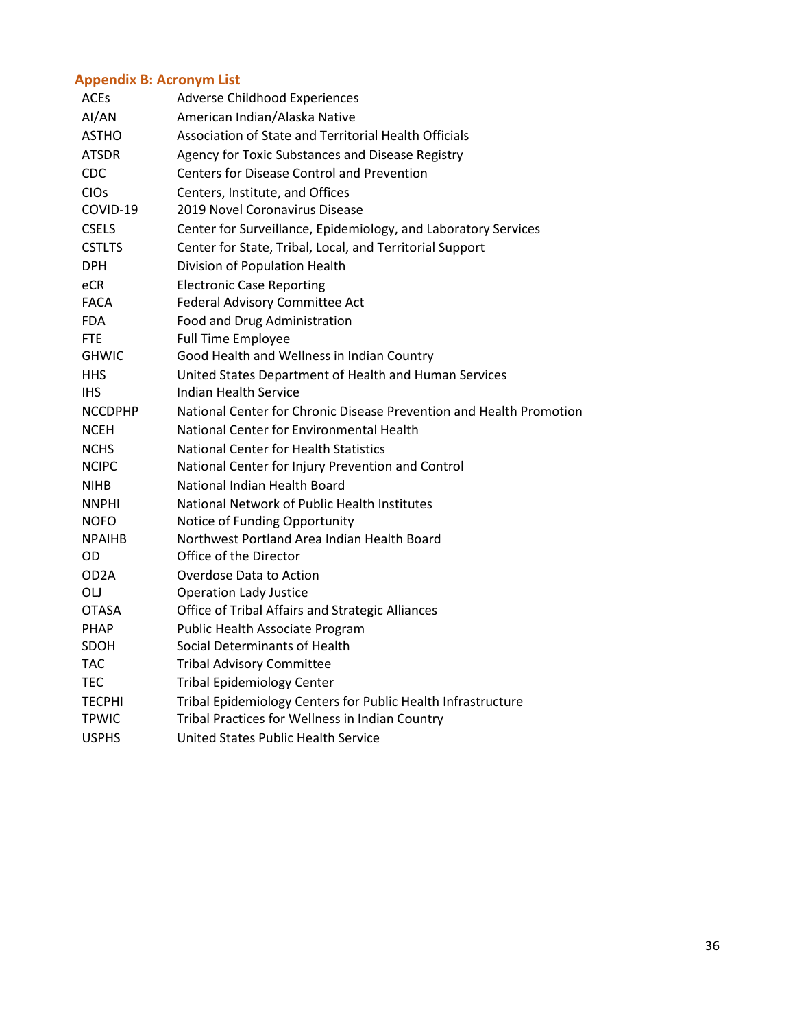## Appendix B: Acronym List

| Acronym | Definition |
|---|---|
| ACEs | Adverse Childhood Experiences |
| AI/AN | American Indian/Alaska Native |
| ASTHO | Association of State and Territorial Health Officials |
| ATSDR | Agency for Toxic Substances and Disease Registry |
| CDC | Centers for Disease Control and Prevention |
| CIOs | Centers, Institute, and Offices |
| COVID-19 | 2019 Novel Coronavirus Disease |
| CSELS | Center for Surveillance, Epidemiology, and Laboratory Services |
| CSTLTS | Center for State, Tribal, Local, and Territorial Support |
| DPH | Division of Population Health |
| eCR | Electronic Case Reporting |
| FACA | Federal Advisory Committee Act |
| FDA | Food and Drug Administration |
| FTE | Full Time Employee |
| GHWIC | Good Health and Wellness in Indian Country |
| HHS | United States Department of Health and Human Services |
| IHS | Indian Health Service |
| NCCDPHP | National Center for Chronic Disease Prevention and Health Promotion |
| NCEH | National Center for Environmental Health |
| NCHS | National Center for Health Statistics |
| NCIPC | National Center for Injury Prevention and Control |
| NIHB | National Indian Health Board |
| NNPHI | National Network of Public Health Institutes |
| NOFO | Notice of Funding Opportunity |
| NPAIHB | Northwest Portland Area Indian Health Board |
| OD | Office of the Director |
| OD2A | Overdose Data to Action |
| OLJ | Operation Lady Justice |
| OTASA | Office of Tribal Affairs and Strategic Alliances |
| PHAP | Public Health Associate Program |
| SDOH | Social Determinants of Health |
| TAC | Tribal Advisory Committee |
| TEC | Tribal Epidemiology Center |
| TECPHI | Tribal Epidemiology Centers for Public Health Infrastructure |
| TPWIC | Tribal Practices for Wellness in Indian Country |
| USPHS | United States Public Health Service |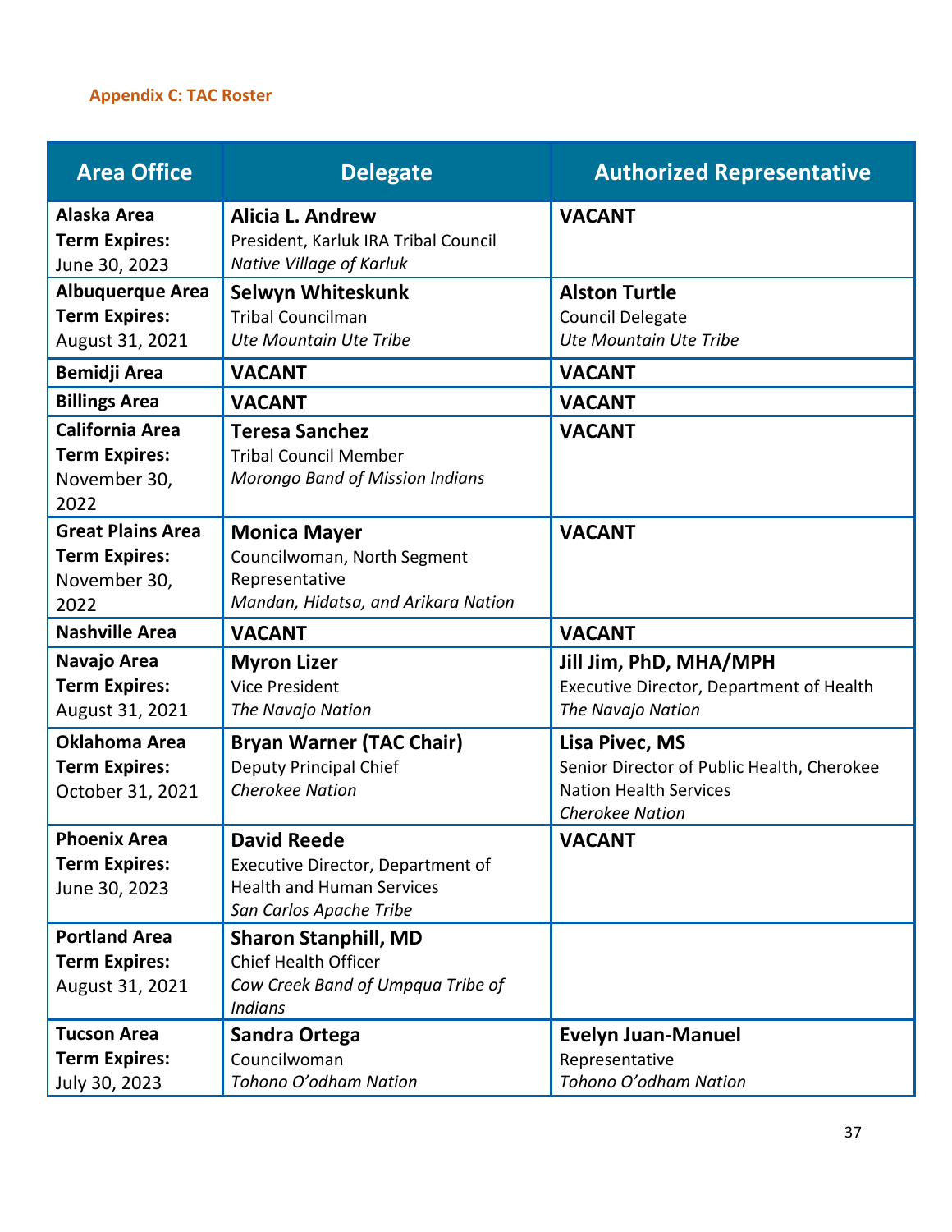## Appendix C: TAC Roster

| Area Office | Delegate | Authorized Representative |
|---|---|---|
| **Alaska Area**<br>**Term Expires:**<br>June 30, 2023 | **Alicia L. Andrew**<br>President, Karluk IRA Tribal Council<br>*Native Village of Karluk* | **VACANT** |
| **Albuquerque Area**<br>**Term Expires:**<br>August 31, 2021 | **Selwyn Whiteskunk**<br>Tribal Councilman<br>*Ute Mountain Ute Tribe* | **Alston Turtle**<br>Council Delegate<br>*Ute Mountain Ute Tribe* |
| **Bemidji Area** | **VACANT** | **VACANT** |
| **Billings Area** | **VACANT** | **VACANT** |
| **California Area**<br>**Term Expires:**<br>November 30, 2022 | **Teresa Sanchez**<br>Tribal Council Member<br>*Morongo Band of Mission Indians* | **VACANT** |
| **Great Plains Area**<br>**Term Expires:**<br>November 30, 2022 | **Monica Mayer**<br>Councilwoman, North Segment Representative<br>*Mandan, Hidatsa, and Arikara Nation* | **VACANT** |
| **Nashville Area** | **VACANT** | **VACANT** |
| **Navajo Area**<br>**Term Expires:**<br>August 31, 2021 | **Myron Lizer**<br>Vice President<br>*The Navajo Nation* | **Jill Jim, PhD, MHA/MPH**<br>Executive Director, Department of Health<br>*The Navajo Nation* |
| **Oklahoma Area**<br>**Term Expires:**<br>October 31, 2021 | **Bryan Warner (TAC Chair)**<br>Deputy Principal Chief<br>*Cherokee Nation* | **Lisa Pivec, MS**<br>Senior Director of Public Health, Cherokee Nation Health Services<br>*Cherokee Nation* |
| **Phoenix Area**<br>**Term Expires:**<br>June 30, 2023 | **David Reede**<br>Executive Director, Department of Health and Human Services<br>*San Carlos Apache Tribe* | **VACANT** |
| **Portland Area**<br>**Term Expires:**<br>August 31, 2021 | **Sharon Stanphill, MD**<br>Chief Health Officer<br>*Cow Creek Band of Umpqua Tribe of Indians* | |
| **Tucson Area**<br>**Term Expires:**<br>July 30, 2023 | **Sandra Ortega**<br>Councilwoman<br>*Tohono O'odham Nation* | **Evelyn Juan-Manuel**<br>Representative<br>*Tohono O'odham Nation* |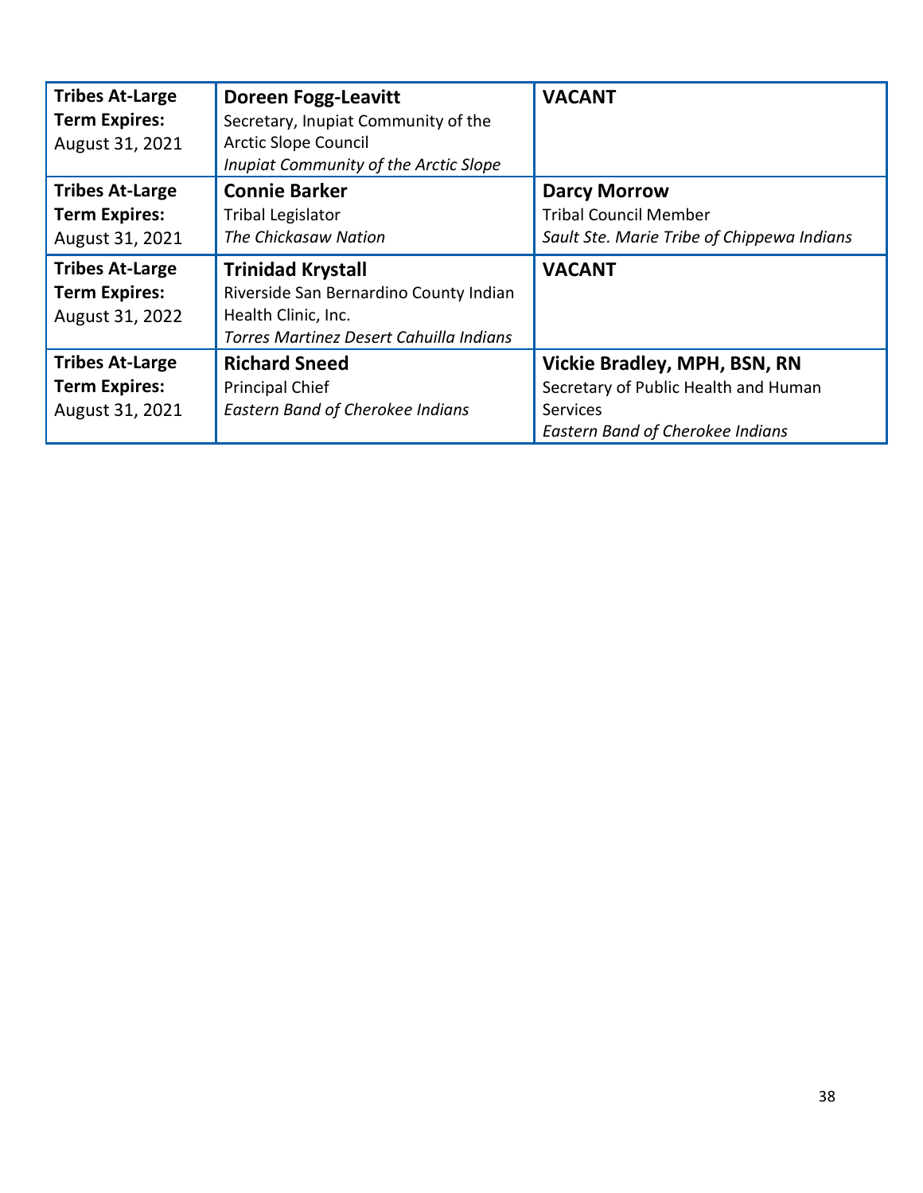| | | |
|---|---|---|
| **Tribes At-Large**<br>**Term Expires:**<br>August 31, 2021 | **Doreen Fogg-Leavitt**<br>Secretary, Inupiat Community of the Arctic Slope Council<br>*Inupiat Community of the Arctic Slope* | **VACANT** |
| **Tribes At-Large**<br>**Term Expires:**<br>August 31, 2021 | **Connie Barker**<br>Tribal Legislator<br>*The Chickasaw Nation* | **Darcy Morrow**<br>Tribal Council Member<br>*Sault Ste. Marie Tribe of Chippewa Indians* |
| **Tribes At-Large**<br>**Term Expires:**<br>August 31, 2022 | **Trinidad Krystall**<br>Riverside San Bernardino County Indian Health Clinic, Inc.<br>*Torres Martinez Desert Cahuilla Indians* | **VACANT** |
| **Tribes At-Large**<br>**Term Expires:**<br>August 31, 2021 | **Richard Sneed**<br>Principal Chief<br>*Eastern Band of Cherokee Indians* | **Vickie Bradley, MPH, BSN, RN**<br>Secretary of Public Health and Human Services<br>*Eastern Band of Cherokee Indians* |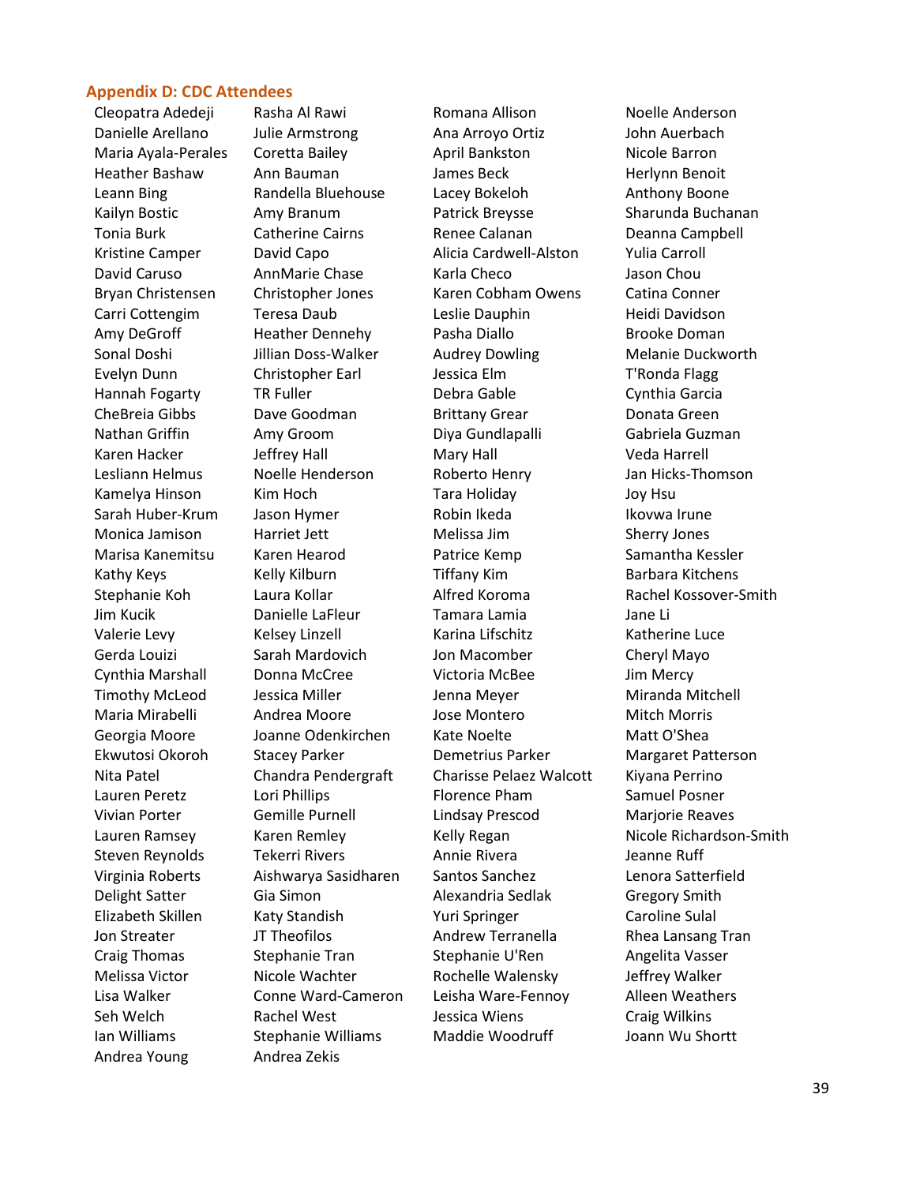## Appendix D: CDC Attendees

| | | | |
|---|---|---|---|
| Cleopatra Adedeji | Rasha Al Rawi | Romana Allison | Noelle Anderson |
| Danielle Arellano | Julie Armstrong | Ana Arroyo Ortiz | John Auerbach |
| Maria Ayala-Perales | Coretta Bailey | April Bankston | Nicole Barron |
| Heather Bashaw | Ann Bauman | James Beck | Herlynn Benoit |
| Leann Bing | Randella Bluehouse | Lacey Bokeloh | Anthony Boone |
| Kailyn Bostic | Amy Branum | Patrick Breysse | Sharunda Buchanan |
| Tonia Burk | Catherine Cairns | Renee Calanan | Deanna Campbell |
| Kristine Camper | David Capo | Alicia Cardwell-Alston | Yulia Carroll |
| David Caruso | AnnMarie Chase | Karla Checo | Jason Chou |
| Bryan Christensen | Christopher Jones | Karen Cobham Owens | Catina Conner |
| Carri Cottengim | Teresa Daub | Leslie Dauphin | Heidi Davidson |
| Amy DeGroff | Heather Dennehy | Pasha Diallo | Brooke Doman |
| Sonal Doshi | Jillian Doss-Walker | Audrey Dowling | Melanie Duckworth |
| Evelyn Dunn | Christopher Earl | Jessica Elm | T'Ronda Flagg |
| Hannah Fogarty | TR Fuller | Debra Gable | Cynthia Garcia |
| CheBreia Gibbs | Dave Goodman | Brittany Grear | Donata Green |
| Nathan Griffin | Amy Groom | Diya Gundlapalli | Gabriela Guzman |
| Karen Hacker | Jeffrey Hall | Mary Hall | Veda Harrell |
| Lesliann Helmus | Noelle Henderson | Roberto Henry | Jan Hicks-Thomson |
| Kamelya Hinson | Kim Hoch | Tara Holiday | Joy Hsu |
| Sarah Huber-Krum | Jason Hymer | Robin Ikeda | Ikovwa Irune |
| Monica Jamison | Harriet Jett | Melissa Jim | Sherry Jones |
| Marisa Kanemitsu | Karen Hearod | Patrice Kemp | Samantha Kessler |
| Kathy Keys | Kelly Kilburn | Tiffany Kim | Barbara Kitchens |
| Stephanie Koh | Laura Kollar | Alfred Koroma | Rachel Kossover-Smith |
| Jim Kucik | Danielle LaFleur | Tamara Lamia | Jane Li |
| Valerie Levy | Kelsey Linzell | Karina Lifschitz | Katherine Luce |
| Gerda Louizi | Sarah Mardovich | Jon Macomber | Cheryl Mayo |
| Cynthia Marshall | Donna McCree | Victoria McBee | Jim Mercy |
| Timothy McLeod | Jessica Miller | Jenna Meyer | Miranda Mitchell |
| Maria Mirabelli | Andrea Moore | Jose Montero | Mitch Morris |
| Georgia Moore | Joanne Odenkirchen | Kate Noelte | Matt O'Shea |
| Ekwutosi Okoroh | Stacey Parker | Demetrius Parker | Margaret Patterson |
| Nita Patel | Chandra Pendergraft | Charisse Pelaez Walcott | Kiyana Perrino |
| Lauren Peretz | Lori Phillips | Florence Pham | Samuel Posner |
| Vivian Porter | Gemille Purnell | Lindsay Prescod | Marjorie Reaves |
| Lauren Ramsey | Karen Remley | Kelly Regan | Nicole Richardson-Smith |
| Steven Reynolds | Tekerri Rivers | Annie Rivera | Jeanne Ruff |
| Virginia Roberts | Aishwarya Sasidharen | Santos Sanchez | Lenora Satterfield |
| Delight Satter | Gia Simon | Alexandria Sedlak | Gregory Smith |
| Elizabeth Skillen | Katy Standish | Yuri Springer | Caroline Sulal |
| Jon Streater | JT Theofilos | Andrew Terranella | Rhea Lansang Tran |
| Craig Thomas | Stephanie Tran | Stephanie U'Ren | Angelita Vasser |
| Melissa Victor | Nicole Wachter | Rochelle Walensky | Jeffrey Walker |
| Lisa Walker | Conne Ward-Cameron | Leisha Ware-Fennoy | Alleen Weathers |
| Seh Welch | Rachel West | Jessica Wiens | Craig Wilkins |
| Ian Williams | Stephanie Williams | Maddie Woodruff | Joann Wu Shortt |
| Andrea Young | Andrea Zekis | | |